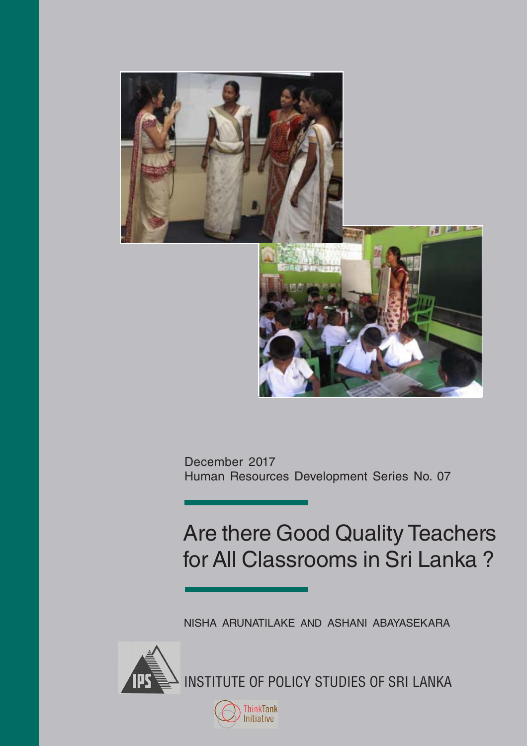December 2017

Human Resources Development Series No. 07

# Are there Good Quality Teachers for All Classrooms in Sri Lanka ?

NISHA ARUNATILAKE AND ASHANI ABAYASEKARA

INSTITUTE OF POLICY STUDIES OF SRI LANKA

ThinkTank Initiative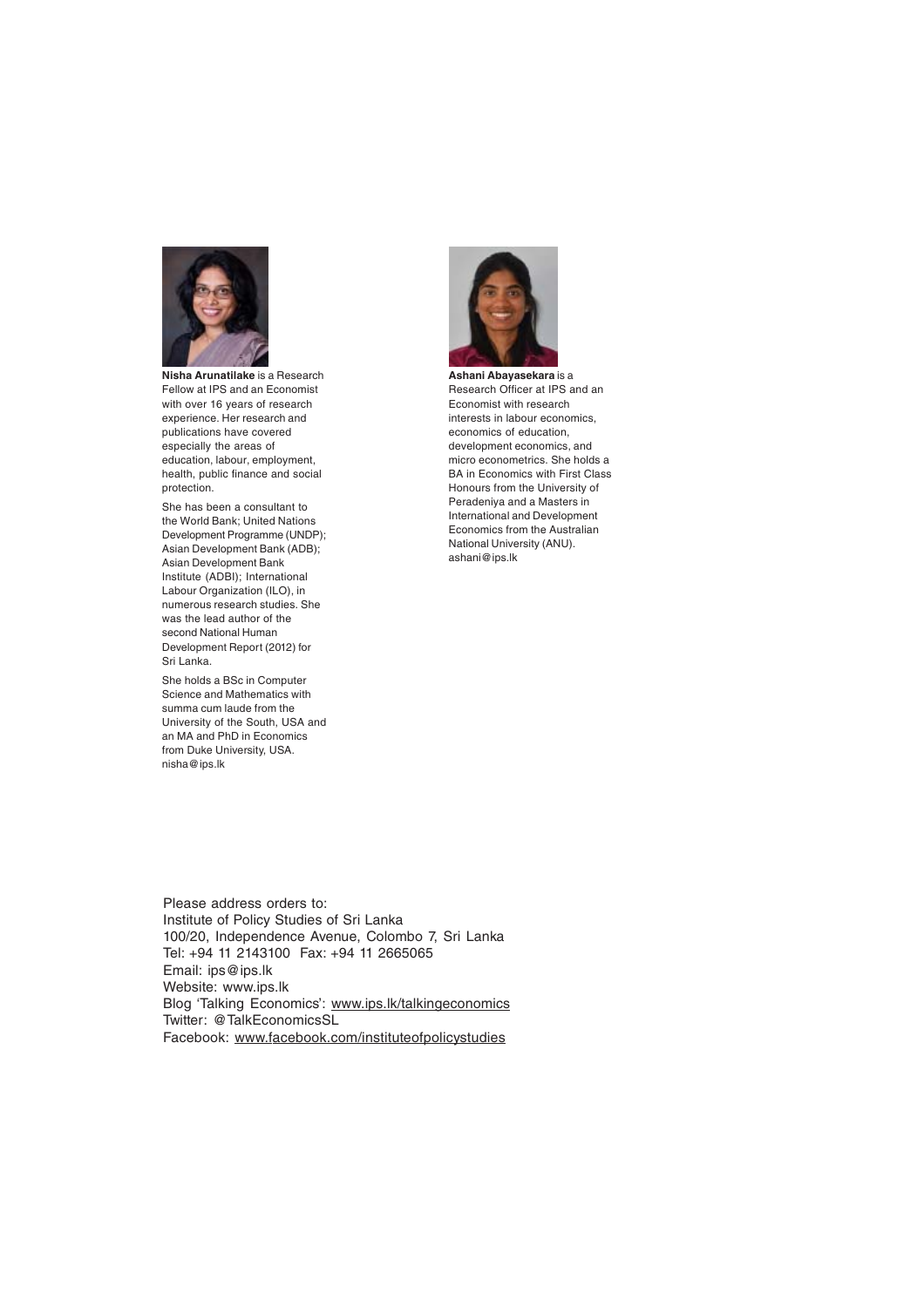**Nisha Arunatilake** is a Research Fellow at IPS and an Economist with over 16 years of research experience. Her research and publications have covered especially the areas of education, labour, employment, health, public finance and social protection.

She has been a consultant to the World Bank; United Nations Development Programme (UNDP); Asian Development Bank (ADB); Asian Development Bank Institute (ADBI); International Labour Organization (ILO), in numerous research studies. She was the lead author of the second National Human Development Report (2012) for Sri Lanka.

She holds a BSc in Computer Science and Mathematics with summa cum laude from the University of the South, USA and an MA and PhD in Economics from Duke University, USA.
nisha@ips.lk

**Ashani Abayasekara** is a Research Officer at IPS and an Economist with research interests in labour economics, economics of education, development economics, and micro econometrics. She holds a BA in Economics with First Class Honours from the University of Peradeniya and a Masters in International and Development Economics from the Australian National University (ANU).
ashani@ips.lk

Please address orders to:
Institute of Policy Studies of Sri Lanka
100/20, Independence Avenue, Colombo 7, Sri Lanka
Tel: +94 11 2143100 Fax: +94 11 2665065
Email: ips@ips.lk
Website: www.ips.lk
Blog 'Talking Economics': www.ips.lk/talkingeconomics
Twitter: @TalkEconomicsSL
Facebook: www.facebook.com/instituteofpolicystudies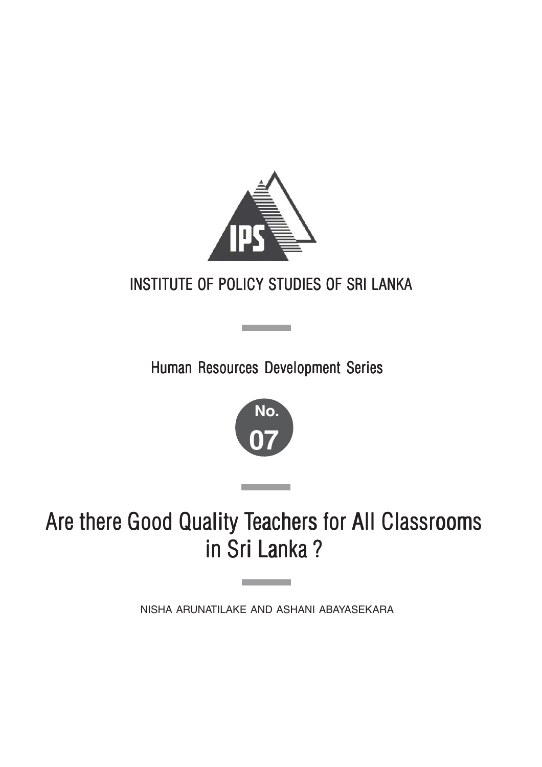INSTITUTE OF POLICY STUDIES OF SRI LANKA

Human Resources Development Series

No. 07

# Are there Good Quality Teachers for All Classrooms in Sri Lanka ?

NISHA ARUNATILAKE AND ASHANI ABAYASEKARA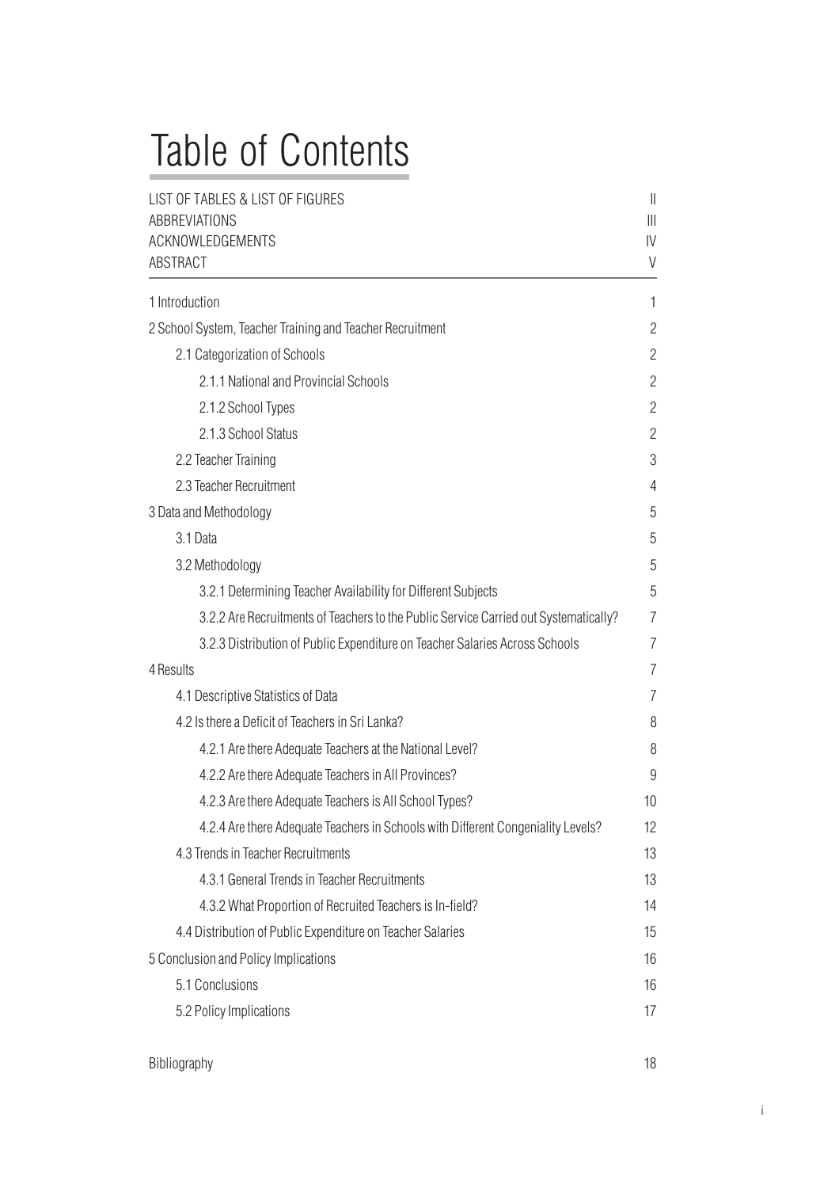# Table of Contents

| | |
|---|---|
| LIST OF TABLES & LIST OF FIGURES | II |
| ABBREVIATIONS | III |
| ACKNOWLEDGEMENTS | IV |
| ABSTRACT | V |
| 1 Introduction | 1 |
| 2 School System, Teacher Training and Teacher Recruitment | 2 |
| 2.1 Categorization of Schools | 2 |
| 2.1.1 National and Provincial Schools | 2 |
| 2.1.2 School Types | 2 |
| 2.1.3 School Status | 2 |
| 2.2 Teacher Training | 3 |
| 2.3 Teacher Recruitment | 4 |
| 3 Data and Methodology | 5 |
| 3.1 Data | 5 |
| 3.2 Methodology | 5 |
| 3.2.1 Determining Teacher Availability for Different Subjects | 5 |
| 3.2.2 Are Recruitments of Teachers to the Public Service Carried out Systematically? | 7 |
| 3.2.3 Distribution of Public Expenditure on Teacher Salaries Across Schools | 7 |
| 4 Results | 7 |
| 4.1 Descriptive Statistics of Data | 7 |
| 4.2 Is there a Deficit of Teachers in Sri Lanka? | 8 |
| 4.2.1 Are there Adequate Teachers at the National Level? | 8 |
| 4.2.2 Are there Adequate Teachers in All Provinces? | 9 |
| 4.2.3 Are there Adequate Teachers is All School Types? | 10 |
| 4.2.4 Are there Adequate Teachers in Schools with Different Congeniality Levels? | 12 |
| 4.3 Trends in Teacher Recruitments | 13 |
| 4.3.1 General Trends in Teacher Recruitments | 13 |
| 4.3.2 What Proportion of Recruited Teachers is In-field? | 14 |
| 4.4 Distribution of Public Expenditure on Teacher Salaries | 15 |
| 5 Conclusion and Policy Implications | 16 |
| 5.1 Conclusions | 16 |
| 5.2 Policy Implications | 17 |
| Bibliography | 18 |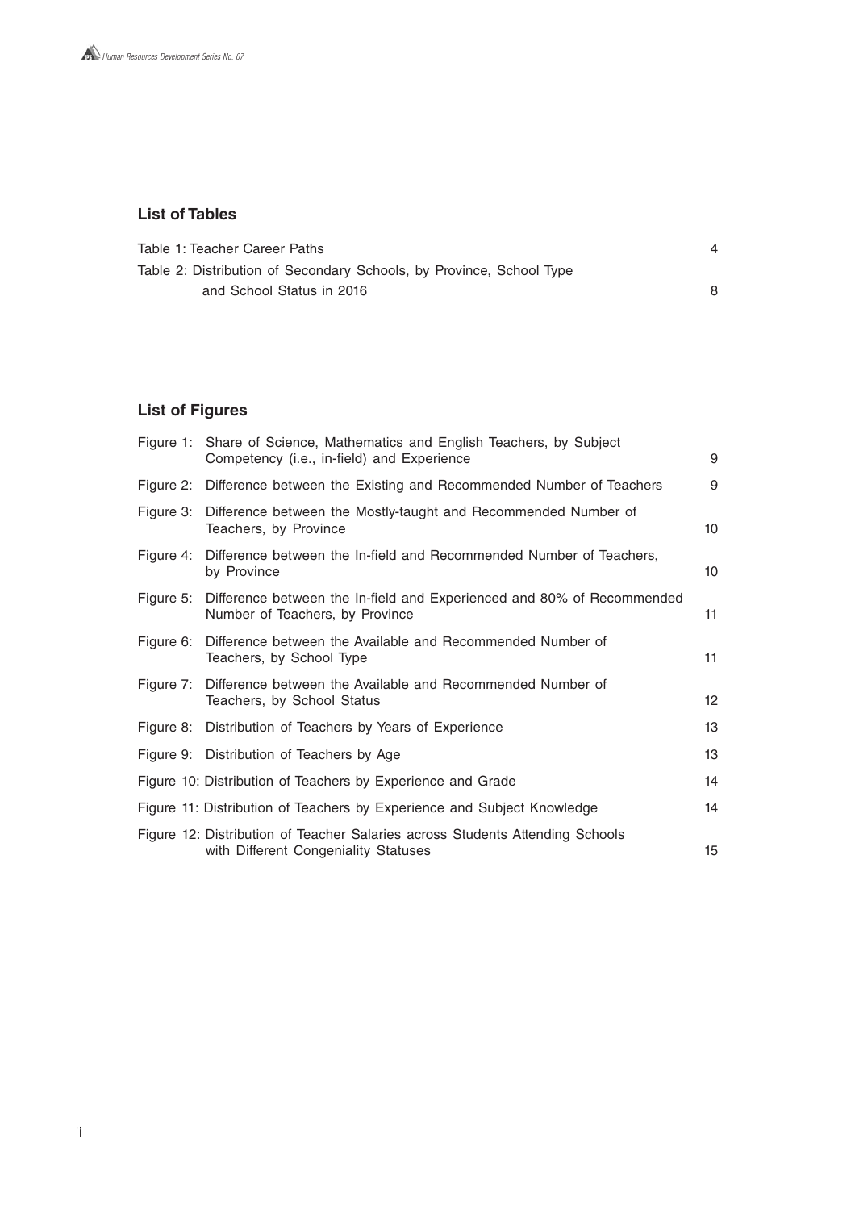## List of Tables

Table 1: Teacher Career Paths 4

Table 2: Distribution of Secondary Schools, by Province, School Type and School Status in 2016 8

## List of Figures

Figure 1: Share of Science, Mathematics and English Teachers, by Subject Competency (i.e., in-field) and Experience 9

Figure 2: Difference between the Existing and Recommended Number of Teachers 9

Figure 3: Difference between the Mostly-taught and Recommended Number of Teachers, by Province 10

Figure 4: Difference between the In-field and Recommended Number of Teachers, by Province 10

Figure 5: Difference between the In-field and Experienced and 80% of Recommended Number of Teachers, by Province 11

Figure 6: Difference between the Available and Recommended Number of Teachers, by School Type 11

Figure 7: Difference between the Available and Recommended Number of Teachers, by School Status 12

Figure 8: Distribution of Teachers by Years of Experience 13

Figure 9: Distribution of Teachers by Age 13

Figure 10: Distribution of Teachers by Experience and Grade 14

Figure 11: Distribution of Teachers by Experience and Subject Knowledge 14

Figure 12: Distribution of Teacher Salaries across Students Attending Schools with Different Congeniality Statuses 15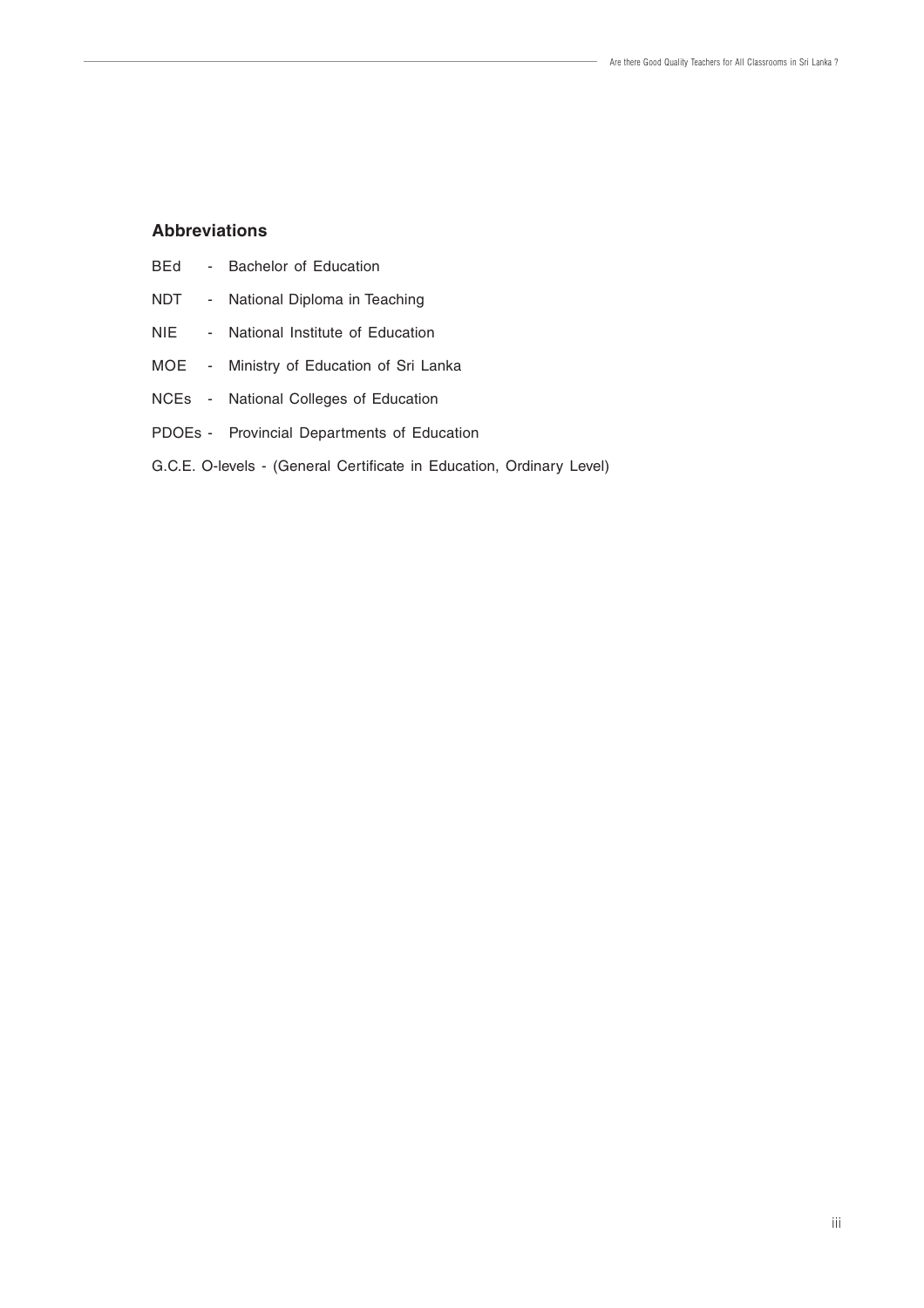## Abbreviations

BEd - Bachelor of Education

NDT - National Diploma in Teaching

NIE - National Institute of Education

MOE - Ministry of Education of Sri Lanka

NCEs - National Colleges of Education

PDOEs - Provincial Departments of Education

G.C.E. O-levels - (General Certificate in Education, Ordinary Level)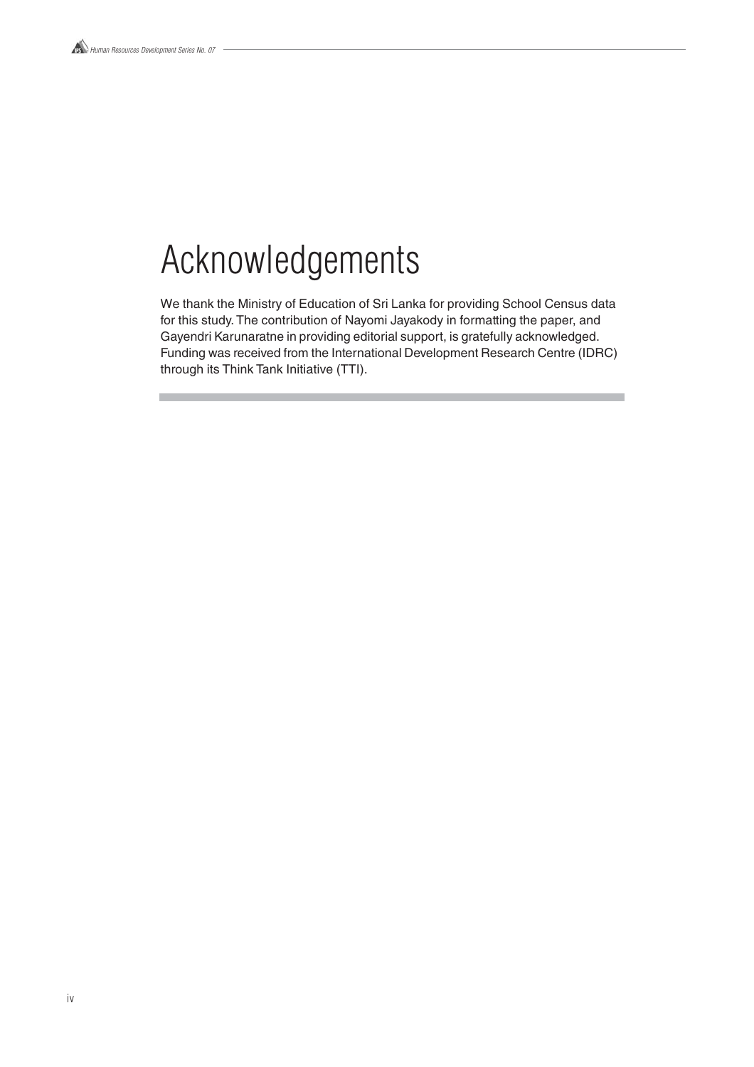# Acknowledgements

We thank the Ministry of Education of Sri Lanka for providing School Census data for this study. The contribution of Nayomi Jayakody in formatting the paper, and Gayendri Karunaratne in providing editorial support, is gratefully acknowledged. Funding was received from the International Development Research Centre (IDRC) through its Think Tank Initiative (TTI).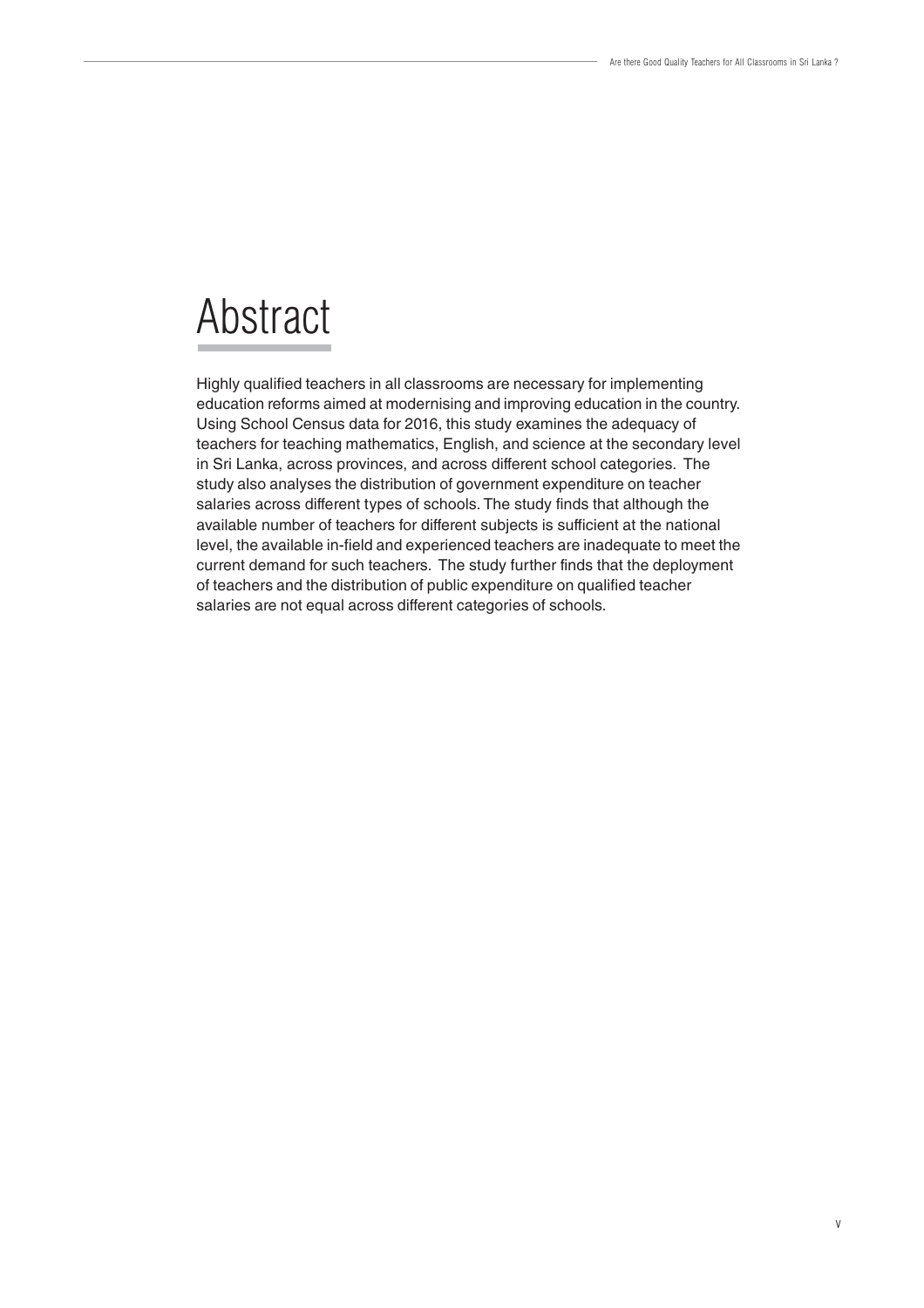# Abstract

Highly qualified teachers in all classrooms are necessary for implementing education reforms aimed at modernising and improving education in the country. Using School Census data for 2016, this study examines the adequacy of teachers for teaching mathematics, English, and science at the secondary level in Sri Lanka, across provinces, and across different school categories. The study also analyses the distribution of government expenditure on teacher salaries across different types of schools. The study finds that although the available number of teachers for different subjects is sufficient at the national level, the available in-field and experienced teachers are inadequate to meet the current demand for such teachers. The study further finds that the deployment of teachers and the distribution of public expenditure on qualified teacher salaries are not equal across different categories of schools.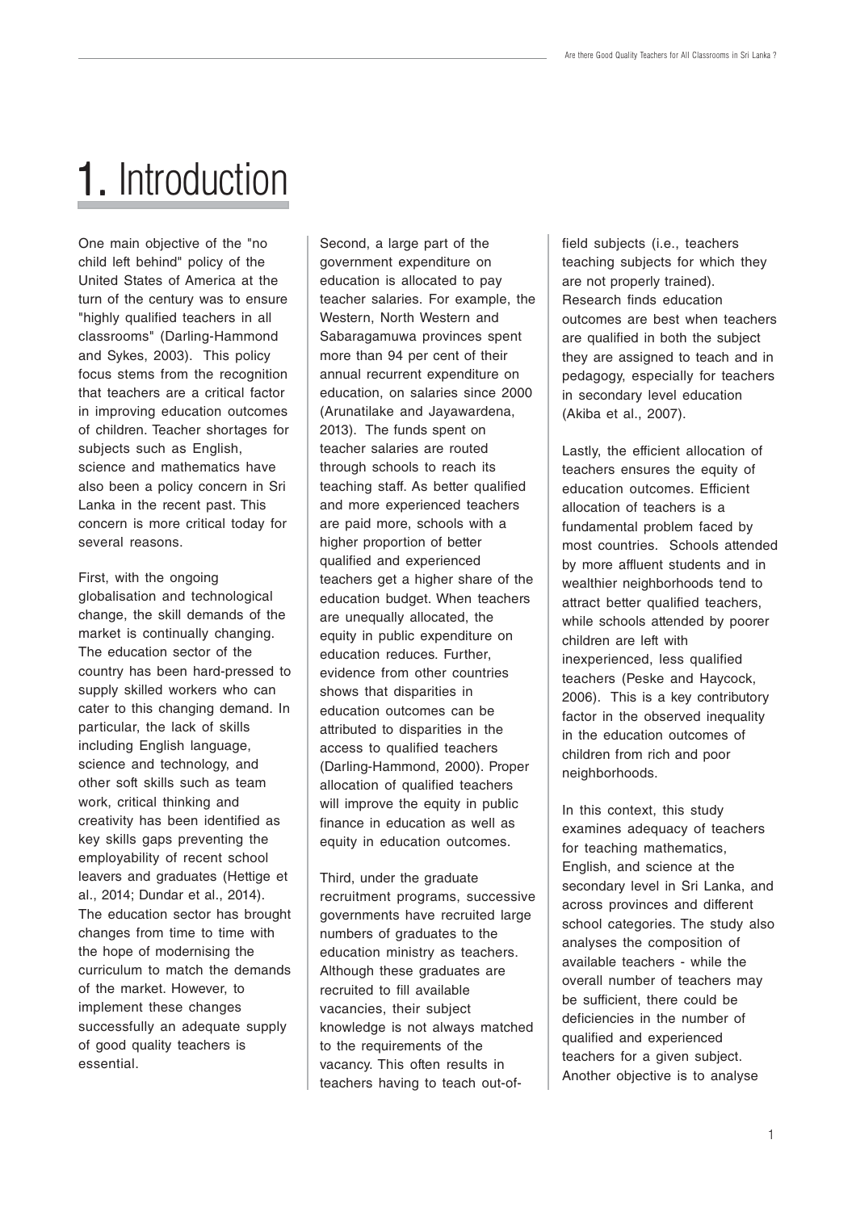# 1. Introduction

One main objective of the "no child left behind" policy of the United States of America at the turn of the century was to ensure "highly qualified teachers in all classrooms" (Darling-Hammond and Sykes, 2003). This policy focus stems from the recognition that teachers are a critical factor in improving education outcomes of children. Teacher shortages for subjects such as English, science and mathematics have also been a policy concern in Sri Lanka in the recent past. This concern is more critical today for several reasons.

First, with the ongoing globalisation and technological change, the skill demands of the market is continually changing. The education sector of the country has been hard-pressed to supply skilled workers who can cater to this changing demand. In particular, the lack of skills including English language, science and technology, and other soft skills such as team work, critical thinking and creativity has been identified as key skills gaps preventing the employability of recent school leavers and graduates (Hettige et al., 2014; Dundar et al., 2014). The education sector has brought changes from time to time with the hope of modernising the curriculum to match the demands of the market. However, to implement these changes successfully an adequate supply of good quality teachers is essential.

Second, a large part of the government expenditure on education is allocated to pay teacher salaries. For example, the Western, North Western and Sabaragamuwa provinces spent more than 94 per cent of their annual recurrent expenditure on education, on salaries since 2000 (Arunatilake and Jayawardena, 2013). The funds spent on teacher salaries are routed through schools to reach its teaching staff. As better qualified and more experienced teachers are paid more, schools with a higher proportion of better qualified and experienced teachers get a higher share of the education budget. When teachers are unequally allocated, the equity in public expenditure on education reduces. Further, evidence from other countries shows that disparities in education outcomes can be attributed to disparities in the access to qualified teachers (Darling-Hammond, 2000). Proper allocation of qualified teachers will improve the equity in public finance in education as well as equity in education outcomes.

Third, under the graduate recruitment programs, successive governments have recruited large numbers of graduates to the education ministry as teachers. Although these graduates are recruited to fill available vacancies, their subject knowledge is not always matched to the requirements of the vacancy. This often results in teachers having to teach out-of-field subjects (i.e., teachers teaching subjects for which they are not properly trained). Research finds education outcomes are best when teachers are qualified in both the subject they are assigned to teach and in pedagogy, especially for teachers in secondary level education (Akiba et al., 2007).

Lastly, the efficient allocation of teachers ensures the equity of education outcomes. Efficient allocation of teachers is a fundamental problem faced by most countries. Schools attended by more affluent students and in wealthier neighborhoods tend to attract better qualified teachers, while schools attended by poorer children are left with inexperienced, less qualified teachers (Peske and Haycock, 2006). This is a key contributory factor in the observed inequality in the education outcomes of children from rich and poor neighborhoods.

In this context, this study examines adequacy of teachers for teaching mathematics, English, and science at the secondary level in Sri Lanka, and across provinces and different school categories. The study also analyses the composition of available teachers - while the overall number of teachers may be sufficient, there could be deficiencies in the number of qualified and experienced teachers for a given subject. Another objective is to analyse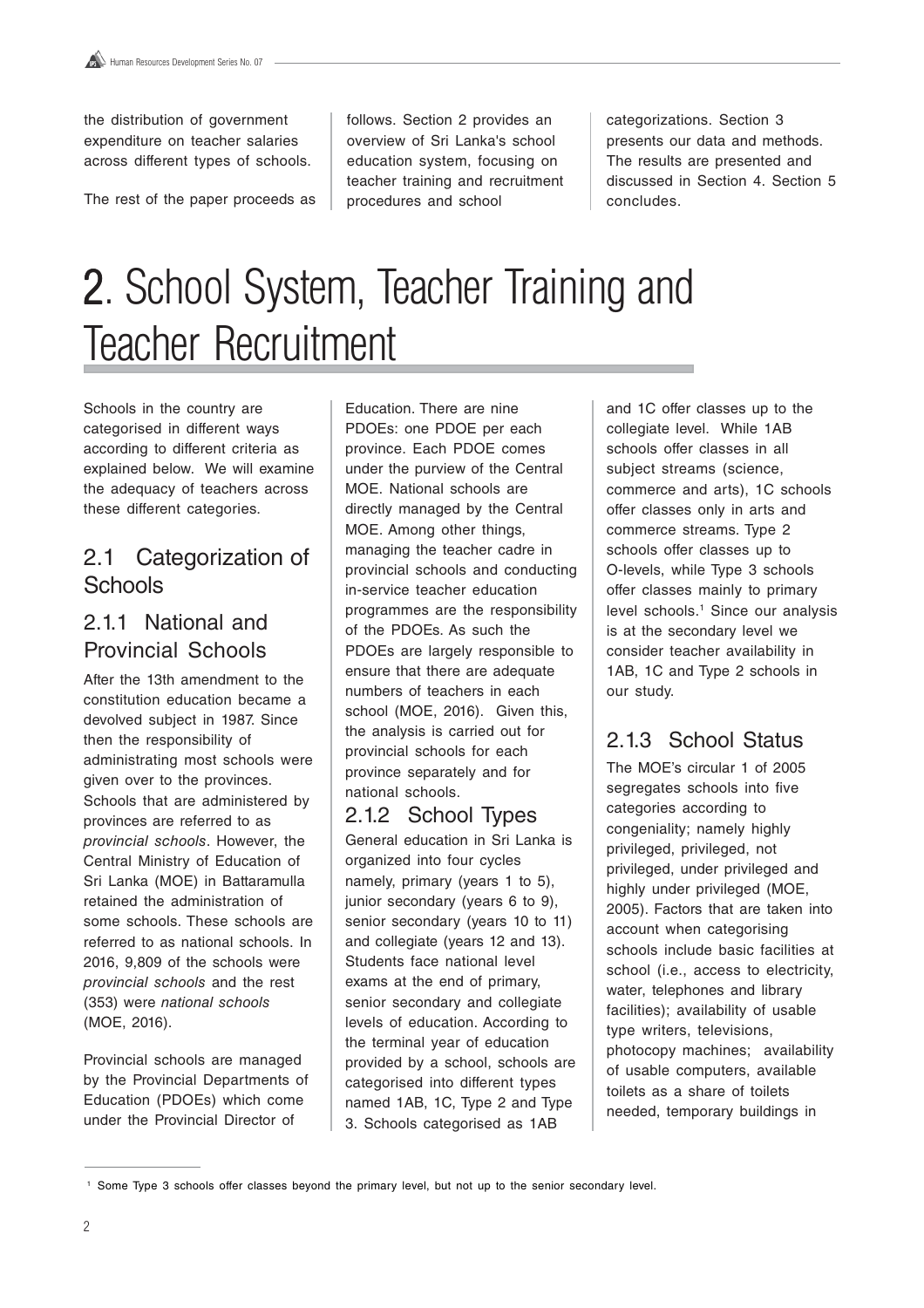the distribution of government expenditure on teacher salaries across different types of schools.

The rest of the paper proceeds as follows. Section 2 provides an overview of Sri Lanka's school education system, focusing on teacher training and recruitment procedures and school categorizations. Section 3 presents our data and methods. The results are presented and discussed in Section 4. Section 5 concludes.

# 2. School System, Teacher Training and Teacher Recruitment

Schools in the country are categorised in different ways according to different criteria as explained below. We will examine the adequacy of teachers across these different categories.

## 2.1 Categorization of Schools

### 2.1.1 National and Provincial Schools

After the 13th amendment to the constitution education became a devolved subject in 1987. Since then the responsibility of administrating most schools were given over to the provinces. Schools that are administered by provinces are referred to as *provincial schools*. However, the Central Ministry of Education of Sri Lanka (MOE) in Battaramulla retained the administration of some schools. These schools are referred to as national schools. In 2016, 9,809 of the schools were *provincial schools* and the rest (353) were *national schools* (MOE, 2016).

Provincial schools are managed by the Provincial Departments of Education (PDOEs) which come under the Provincial Director of Education. There are nine PDOEs: one PDOE per each province. Each PDOE comes under the purview of the Central MOE. National schools are directly managed by the Central MOE. Among other things, managing the teacher cadre in provincial schools and conducting in-service teacher education programmes are the responsibility of the PDOEs. As such the PDOEs are largely responsible to ensure that there are adequate numbers of teachers in each school (MOE, 2016). Given this, the analysis is carried out for provincial schools for each province separately and for national schools.

### 2.1.2 School Types

General education in Sri Lanka is organized into four cycles namely, primary (years 1 to 5), junior secondary (years 6 to 9), senior secondary (years 10 to 11) and collegiate (years 12 and 13). Students face national level exams at the end of primary, senior secondary and collegiate levels of education. According to the terminal year of education provided by a school, schools are categorised into different types named 1AB, 1C, Type 2 and Type 3. Schools categorised as 1AB and 1C offer classes up to the collegiate level. While 1AB schools offer classes in all subject streams (science, commerce and arts), 1C schools offer classes only in arts and commerce streams. Type 2 schools offer classes up to O-levels, while Type 3 schools offer classes mainly to primary level schools.[1] Since our analysis is at the secondary level we consider teacher availability in 1AB, 1C and Type 2 schools in our study.

### 2.1.3 School Status

The MOE's circular 1 of 2005 segregates schools into five categories according to congeniality; namely highly privileged, privileged, not privileged, under privileged and highly under privileged (MOE, 2005). Factors that are taken into account when categorising schools include basic facilities at school (i.e., access to electricity, water, telephones and library facilities); availability of usable type writers, televisions, photocopy machines; availability of usable computers, available toilets as a share of toilets needed, temporary buildings in

[1] Some Type 3 schools offer classes beyond the primary level, but not up to the senior secondary level.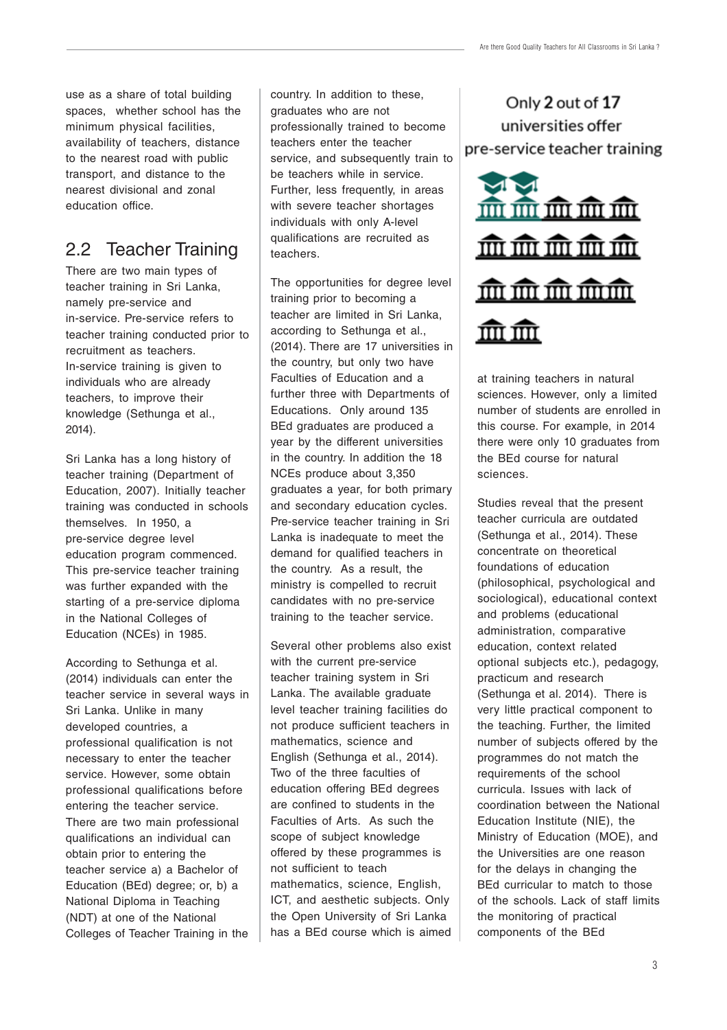use as a share of total building spaces, whether school has the minimum physical facilities, availability of teachers, distance to the nearest road with public transport, and distance to the nearest divisional and zonal education office.

## 2.2 Teacher Training

There are two main types of teacher training in Sri Lanka, namely pre-service and in-service. Pre-service refers to teacher training conducted prior to recruitment as teachers. In-service training is given to individuals who are already teachers, to improve their knowledge (Sethunga et al., 2014).

Sri Lanka has a long history of teacher training (Department of Education, 2007). Initially teacher training was conducted in schools themselves. In 1950, a pre-service degree level education program commenced. This pre-service teacher training was further expanded with the starting of a pre-service diploma in the National Colleges of Education (NCEs) in 1985.

According to Sethunga et al. (2014) individuals can enter the teacher service in several ways in Sri Lanka. Unlike in many developed countries, a professional qualification is not necessary to enter the teacher service. However, some obtain professional qualifications before entering the teacher service. There are two main professional qualifications an individual can obtain prior to entering the teacher service a) a Bachelor of Education (BEd) degree; or, b) a National Diploma in Teaching (NDT) at one of the National Colleges of Teacher Training in the country. In addition to these, graduates who are not professionally trained to become teachers enter the teacher service, and subsequently train to be teachers while in service. Further, less frequently, in areas with severe teacher shortages individuals with only A-level qualifications are recruited as teachers.

The opportunities for degree level training prior to becoming a teacher are limited in Sri Lanka, according to Sethunga et al., (2014). There are 17 universities in the country, but only two have Faculties of Education and a further three with Departments of Educations. Only around 135 BEd graduates are produced a year by the different universities in the country. In addition the 18 NCEs produce about 3,350 graduates a year, for both primary and secondary education cycles. Pre-service teacher training in Sri Lanka is inadequate to meet the demand for qualified teachers in the country. As a result, the ministry is compelled to recruit candidates with no pre-service training to the teacher service.

Several other problems also exist with the current pre-service teacher training system in Sri Lanka. The available graduate level teacher training facilities do not produce sufficient teachers in mathematics, science and English (Sethunga et al., 2014). Two of the three faculties of education offering BEd degrees are confined to students in the Faculties of Arts. As such the scope of subject knowledge offered by these programmes is not sufficient to teach mathematics, science, English, ICT, and aesthetic subjects. Only the Open University of Sri Lanka has a BEd course which is aimed

Only **2** out of **17** universities offer pre-service teacher training

at training teachers in natural sciences. However, only a limited number of students are enrolled in this course. For example, in 2014 there were only 10 graduates from the BEd course for natural sciences.

Studies reveal that the present teacher curricula are outdated (Sethunga et al., 2014). These concentrate on theoretical foundations of education (philosophical, psychological and sociological), educational context and problems (educational administration, comparative education, context related optional subjects etc.), pedagogy, practicum and research (Sethunga et al. 2014). There is very little practical component to the teaching. Further, the limited number of subjects offered by the programmes do not match the requirements of the school curricula. Issues with lack of coordination between the National Education Institute (NIE), the Ministry of Education (MOE), and the Universities are one reason for the delays in changing the BEd curricular to match to those of the schools. Lack of staff limits the monitoring of practical components of the BEd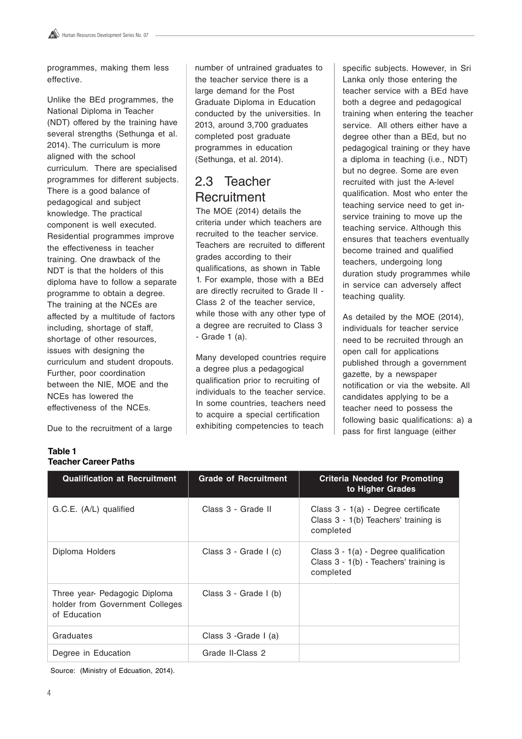programmes, making them less effective.

Unlike the BEd programmes, the National Diploma in Teacher (NDT) offered by the training have several strengths (Sethunga et al. 2014). The curriculum is more aligned with the school curriculum. There are specialised programmes for different subjects. There is a good balance of pedagogical and subject knowledge. The practical component is well executed. Residential programmes improve the effectiveness in teacher training. One drawback of the NDT is that the holders of this diploma have to follow a separate programme to obtain a degree. The training at the NCEs are affected by a multitude of factors including, shortage of staff, shortage of other resources, issues with designing the curriculum and student dropouts. Further, poor coordination between the NIE, MOE and the NCEs has lowered the effectiveness of the NCEs.

Due to the recruitment of a large number of untrained graduates to the teacher service there is a large demand for the Post Graduate Diploma in Education conducted by the universities. In 2013, around 3,700 graduates completed post graduate programmes in education (Sethunga, et al. 2014).

## 2.3 Teacher Recruitment

The MOE (2014) details the criteria under which teachers are recruited to the teacher service. Teachers are recruited to different grades according to their qualifications, as shown in Table 1. For example, those with a BEd are directly recruited to Grade II - Class 2 of the teacher service, while those with any other type of a degree are recruited to Class 3 - Grade 1 (a).

Many developed countries require a degree plus a pedagogical qualification prior to recruiting of individuals to the teacher service. In some countries, teachers need to acquire a special certification exhibiting competencies to teach specific subjects. However, in Sri Lanka only those entering the teacher service with a BEd have both a degree and pedagogical training when entering the teacher service. All others either have a degree other than a BEd, but no pedagogical training or they have a diploma in teaching (i.e., NDT) but no degree. Some are even recruited with just the A-level qualification. Most who enter the teaching service need to get in-service training to move up the teaching service. Although this ensures that teachers eventually become trained and qualified teachers, undergoing long duration study programmes while in service can adversely affect teaching quality.

As detailed by the MOE (2014), individuals for teacher service need to be recruited through an open call for applications published through a government gazette, by a newspaper notification or via the website. All candidates applying to be a teacher need to possess the following basic qualifications: a) a pass for first language (either

**Table 1**
**Teacher Career Paths**

| Qualification at Recruitment | Grade of Recruitment | Criteria Needed for Promoting to Higher Grades |
|---|---|---|
| G.C.E. (A/L) qualified | Class 3 - Grade II | Class 3 - 1(a) - Degree certificate<br>Class 3 - 1(b) Teachers' training is completed |
| Diploma Holders | Class 3 - Grade I (c) | Class 3 - 1(a) - Degree qualification<br>Class 3 - 1(b) - Teachers' training is completed |
| Three year- Pedagogic Diploma holder from Government Colleges of Education | Class 3 - Grade I (b) | |
| Graduates | Class 3 -Grade I (a) | |
| Degree in Education | Grade II-Class 2 | |

Source: (Ministry of Edcuation, 2014).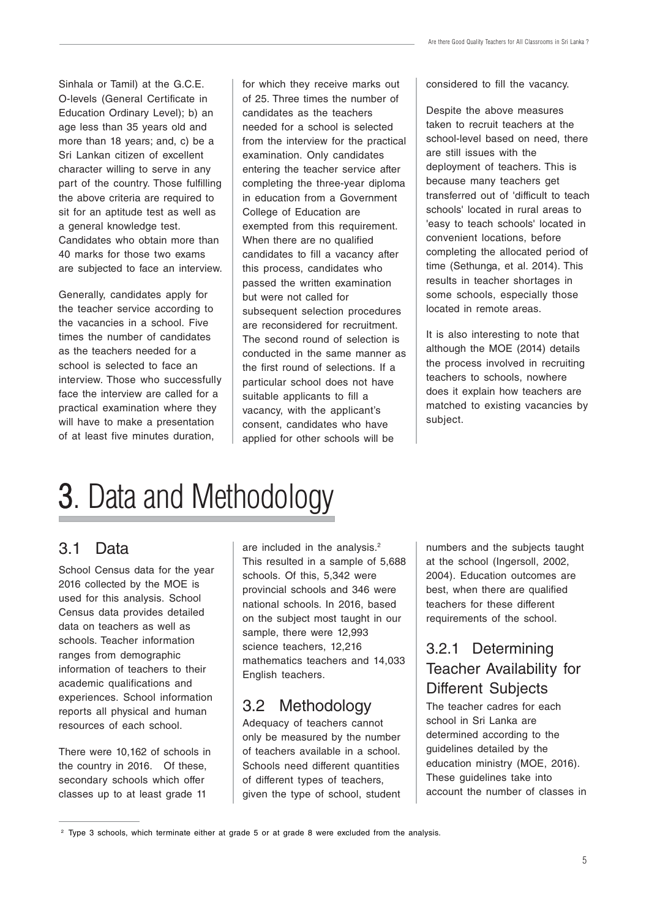Sinhala or Tamil) at the G.C.E. O-levels (General Certificate in Education Ordinary Level); b) an age less than 35 years old and more than 18 years; and, c) be a Sri Lankan citizen of excellent character willing to serve in any part of the country. Those fulfilling the above criteria are required to sit for an aptitude test as well as a general knowledge test. Candidates who obtain more than 40 marks for those two exams are subjected to face an interview.

Generally, candidates apply for the teacher service according to the vacancies in a school. Five times the number of candidates as the teachers needed for a school is selected to face an interview. Those who successfully face the interview are called for a practical examination where they will have to make a presentation of at least five minutes duration, for which they receive marks out of 25. Three times the number of candidates as the teachers needed for a school is selected from the interview for the practical examination. Only candidates entering the teacher service after completing the three-year diploma in education from a Government College of Education are exempted from this requirement. When there are no qualified candidates to fill a vacancy after this process, candidates who passed the written examination but were not called for subsequent selection procedures are reconsidered for recruitment. The second round of selection is conducted in the same manner as the first round of selections. If a particular school does not have suitable applicants to fill a vacancy, with the applicant's consent, candidates who have applied for other schools will be considered to fill the vacancy.

Despite the above measures taken to recruit teachers at the school-level based on need, there are still issues with the deployment of teachers. This is because many teachers get transferred out of 'difficult to teach schools' located in rural areas to 'easy to teach schools' located in convenient locations, before completing the allocated period of time (Sethunga, et al. 2014). This results in teacher shortages in some schools, especially those located in remote areas.

It is also interesting to note that although the MOE (2014) details the process involved in recruiting teachers to schools, nowhere does it explain how teachers are matched to existing vacancies by subject.

# 3. Data and Methodology

## 3.1 Data

School Census data for the year 2016 collected by the MOE is used for this analysis. School Census data provides detailed data on teachers as well as schools. Teacher information ranges from demographic information of teachers to their academic qualifications and experiences. School information reports all physical and human resources of each school.

There were 10,162 of schools in the country in 2016. Of these, secondary schools which offer classes up to at least grade 11 are included in the analysis.[2] This resulted in a sample of 5,688 schools. Of this, 5,342 were provincial schools and 346 were national schools. In 2016, based on the subject most taught in our sample, there were 12,993 science teachers, 12,216 mathematics teachers and 14,033 English teachers.

## 3.2 Methodology

Adequacy of teachers cannot only be measured by the number of teachers available in a school. Schools need different quantities of different types of teachers, given the type of school, student numbers and the subjects taught at the school (Ingersoll, 2002, 2004). Education outcomes are best, when there are qualified teachers for these different requirements of the school.

### 3.2.1 Determining Teacher Availability for Different Subjects

The teacher cadres for each school in Sri Lanka are determined according to the guidelines detailed by the education ministry (MOE, 2016). These guidelines take into account the number of classes in

[2] Type 3 schools, which terminate either at grade 5 or at grade 8 were excluded from the analysis.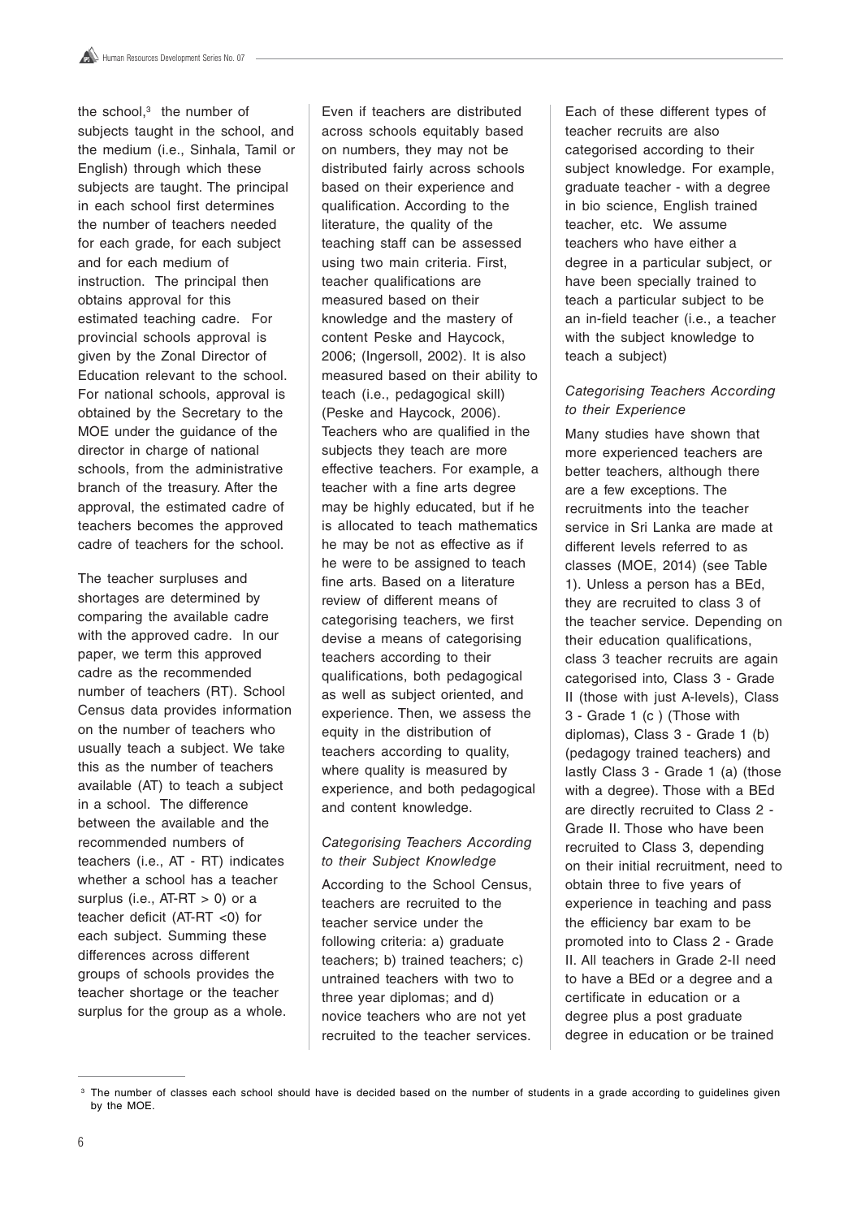the school,[3] the number of subjects taught in the school, and the medium (i.e., Sinhala, Tamil or English) through which these subjects are taught. The principal in each school first determines the number of teachers needed for each grade, for each subject and for each medium of instruction. The principal then obtains approval for this estimated teaching cadre. For provincial schools approval is given by the Zonal Director of Education relevant to the school. For national schools, approval is obtained by the Secretary to the MOE under the guidance of the director in charge of national schools, from the administrative branch of the treasury. After the approval, the estimated cadre of teachers becomes the approved cadre of teachers for the school.

The teacher surpluses and shortages are determined by comparing the available cadre with the approved cadre. In our paper, we term this approved cadre as the recommended number of teachers (RT). School Census data provides information on the number of teachers who usually teach a subject. We take this as the number of teachers available (AT) to teach a subject in a school. The difference between the available and the recommended numbers of teachers (i.e., AT - RT) indicates whether a school has a teacher surplus (i.e., AT-RT > 0) or a teacher deficit (AT-RT <0) for each subject. Summing these differences across different groups of schools provides the teacher shortage or the teacher surplus for the group as a whole.

Even if teachers are distributed across schools equitably based on numbers, they may not be distributed fairly across schools based on their experience and qualification. According to the literature, the quality of the teaching staff can be assessed using two main criteria. First, teacher qualifications are measured based on their knowledge and the mastery of content Peske and Haycock, 2006; (Ingersoll, 2002). It is also measured based on their ability to teach (i.e., pedagogical skill) (Peske and Haycock, 2006). Teachers who are qualified in the subjects they teach are more effective teachers. For example, a teacher with a fine arts degree may be highly educated, but if he is allocated to teach mathematics he may be not as effective as if he were to be assigned to teach fine arts. Based on a literature review of different means of categorising teachers, we first devise a means of categorising teachers according to their qualifications, both pedagogical as well as subject oriented, and experience. Then, we assess the equity in the distribution of teachers according to quality, where quality is measured by experience, and both pedagogical and content knowledge.

### *Categorising Teachers According to their Subject Knowledge*

According to the School Census, teachers are recruited to the teacher service under the following criteria: a) graduate teachers; b) trained teachers; c) untrained teachers with two to three year diplomas; and d) novice teachers who are not yet recruited to the teacher services. Each of these different types of teacher recruits are also categorised according to their subject knowledge. For example, graduate teacher - with a degree in bio science, English trained teacher, etc. We assume teachers who have either a degree in a particular subject, or have been specially trained to teach a particular subject to be an in-field teacher (i.e., a teacher with the subject knowledge to teach a subject)

### *Categorising Teachers According to their Experience*

Many studies have shown that more experienced teachers are better teachers, although there are a few exceptions. The recruitments into the teacher service in Sri Lanka are made at different levels referred to as classes (MOE, 2014) (see Table 1). Unless a person has a BEd, they are recruited to class 3 of the teacher service. Depending on their education qualifications, class 3 teacher recruits are again categorised into, Class 3 - Grade II (those with just A-levels), Class 3 - Grade 1 (c ) (Those with diplomas), Class 3 - Grade 1 (b) (pedagogy trained teachers) and lastly Class 3 - Grade 1 (a) (those with a degree). Those with a BEd are directly recruited to Class 2 - Grade II. Those who have been recruited to Class 3, depending on their initial recruitment, need to obtain three to five years of experience in teaching and pass the efficiency bar exam to be promoted into to Class 2 - Grade II. All teachers in Grade 2-II need to have a BEd or a degree and a certificate in education or a degree plus a post graduate degree in education or be trained

[3] The number of classes each school should have is decided based on the number of students in a grade according to guidelines given by the MOE.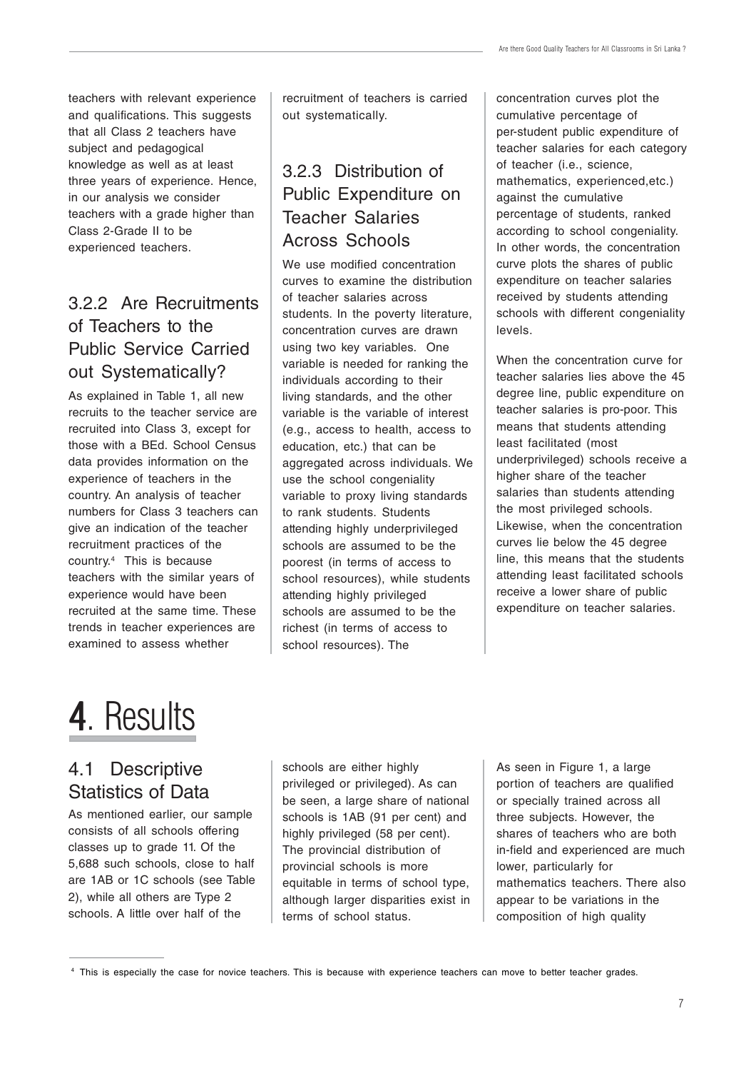teachers with relevant experience and qualifications. This suggests that all Class 2 teachers have subject and pedagogical knowledge as well as at least three years of experience. Hence, in our analysis we consider teachers with a grade higher than Class 2-Grade II to be experienced teachers.

### 3.2.2 Are Recruitments of Teachers to the Public Service Carried out Systematically?

As explained in Table 1, all new recruits to the teacher service are recruited into Class 3, except for those with a BEd. School Census data provides information on the experience of teachers in the country. An analysis of teacher numbers for Class 3 teachers can give an indication of the teacher recruitment practices of the country.[4] This is because teachers with the similar years of experience would have been recruited at the same time. These trends in teacher experiences are examined to assess whether recruitment of teachers is carried out systematically.

### 3.2.3 Distribution of Public Expenditure on Teacher Salaries Across Schools

We use modified concentration curves to examine the distribution of teacher salaries across students. In the poverty literature, concentration curves are drawn using two key variables. One variable is needed for ranking the individuals according to their living standards, and the other variable is the variable of interest (e.g., access to health, access to education, etc.) that can be aggregated across individuals. We use the school congeniality variable to proxy living standards to rank students. Students attending highly underprivileged schools are assumed to be the poorest (in terms of access to school resources), while students attending highly privileged schools are assumed to be the richest (in terms of access to school resources). The concentration curves plot the cumulative percentage of per-student public expenditure of teacher salaries for each category of teacher (i.e., science, mathematics, experienced,etc.) against the cumulative percentage of students, ranked according to school congeniality. In other words, the concentration curve plots the shares of public expenditure on teacher salaries received by students attending schools with different congeniality levels.

When the concentration curve for teacher salaries lies above the 45 degree line, public expenditure on teacher salaries is pro-poor. This means that students attending least facilitated (most underprivileged) schools receive a higher share of the teacher salaries than students attending the most privileged schools. Likewise, when the concentration curves lie below the 45 degree line, this means that the students attending least facilitated schools receive a lower share of public expenditure on teacher salaries.

# 4. Results

## 4.1 Descriptive Statistics of Data

As mentioned earlier, our sample consists of all schools offering classes up to grade 11. Of the 5,688 such schools, close to half are 1AB or 1C schools (see Table 2), while all others are Type 2 schools. A little over half of the schools are either highly privileged or privileged). As can be seen, a large share of national schools is 1AB (91 per cent) and highly privileged (58 per cent). The provincial distribution of provincial schools is more equitable in terms of school type, although larger disparities exist in terms of school status.

As seen in Figure 1, a large portion of teachers are qualified or specially trained across all three subjects. However, the shares of teachers who are both in-field and experienced are much lower, particularly for mathematics teachers. There also appear to be variations in the composition of high quality

---

[4] This is especially the case for novice teachers. This is because with experience teachers can move to better teacher grades.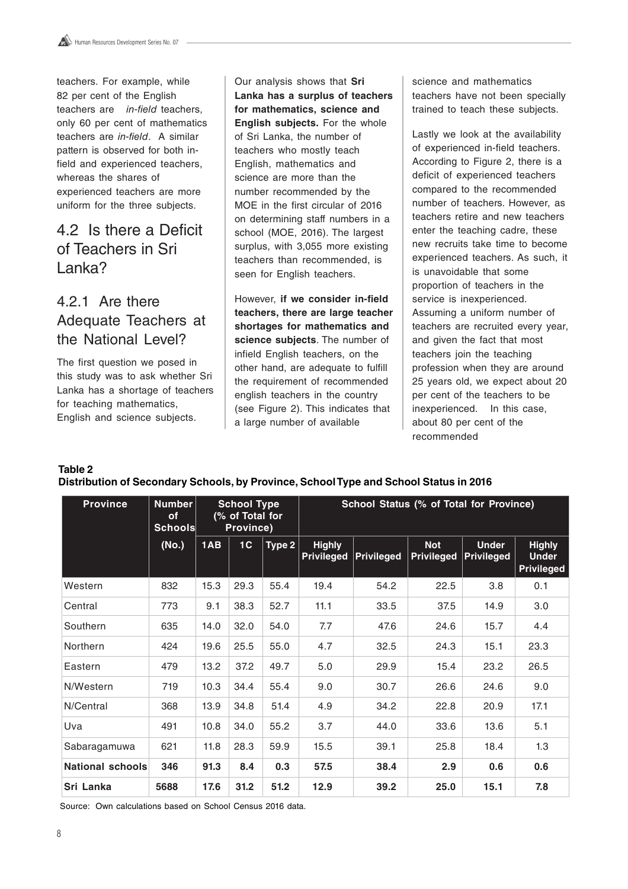teachers. For example, while 82 per cent of the English teachers are *in-field* teachers, only 60 per cent of mathematics teachers are *in-field*. A similar pattern is observed for both in-field and experienced teachers, whereas the shares of experienced teachers are more uniform for the three subjects.

## 4.2 Is there a Deficit of Teachers in Sri Lanka?

### 4.2.1 Are there Adequate Teachers at the National Level?

The first question we posed in this study was to ask whether Sri Lanka has a shortage of teachers for teaching mathematics, English and science subjects.

Our analysis shows that **Sri Lanka has a surplus of teachers for mathematics, science and English subjects.** For the whole of Sri Lanka, the number of teachers who mostly teach English, mathematics and science are more than the number recommended by the MOE in the first circular of 2016 on determining staff numbers in a school (MOE, 2016). The largest surplus, with 3,055 more existing teachers than recommended, is seen for English teachers.

However, **if we consider in-field teachers, there are large teacher shortages for mathematics and science subjects**. The number of infield English teachers, on the other hand, are adequate to fulfill the requirement of recommended english teachers in the country (see Figure 2). This indicates that a large number of available science and mathematics teachers have not been specially trained to teach these subjects.

Lastly we look at the availability of experienced in-field teachers. According to Figure 2, there is a deficit of experienced teachers compared to the recommended number of teachers. However, as teachers retire and new teachers enter the teaching cadre, these new recruits take time to become experienced teachers. As such, it is unavoidable that some proportion of teachers in the service is inexperienced. Assuming a uniform number of teachers are recruited every year, and given the fact that most teachers join the teaching profession when they are around 25 years old, we expect about 20 per cent of the teachers to be inexperienced. In this case, about 80 per cent of the recommended

**Table 2**
**Distribution of Secondary Schools, by Province, School Type and School Status in 2016**

| Province | Number of Schools | School Type (% of Total for Province) | | | School Status (% of Total for Province) | | | | |
|---|---|---|---|---|---|---|---|---|---|
| | (No.) | 1AB | 1C | Type 2 | Highly Privileged | Privileged | Not Privileged | Under Privileged | Highly Under Privileged |
| Western | 832 | 15.3 | 29.3 | 55.4 | 19.4 | 54.2 | 22.5 | 3.8 | 0.1 |
| Central | 773 | 9.1 | 38.3 | 52.7 | 11.1 | 33.5 | 37.5 | 14.9 | 3.0 |
| Southern | 635 | 14.0 | 32.0 | 54.0 | 7.7 | 47.6 | 24.6 | 15.7 | 4.4 |
| Northern | 424 | 19.6 | 25.5 | 55.0 | 4.7 | 32.5 | 24.3 | 15.1 | 23.3 |
| Eastern | 479 | 13.2 | 37.2 | 49.7 | 5.0 | 29.9 | 15.4 | 23.2 | 26.5 |
| N/Western | 719 | 10.3 | 34.4 | 55.4 | 9.0 | 30.7 | 26.6 | 24.6 | 9.0 |
| N/Central | 368 | 13.9 | 34.8 | 51.4 | 4.9 | 34.2 | 22.8 | 20.9 | 17.1 |
| Uva | 491 | 10.8 | 34.0 | 55.2 | 3.7 | 44.0 | 33.6 | 13.6 | 5.1 |
| Sabaragamuwa | 621 | 11.8 | 28.3 | 59.9 | 15.5 | 39.1 | 25.8 | 18.4 | 1.3 |
| **National schools** | **346** | **91.3** | **8.4** | **0.3** | **57.5** | **38.4** | **2.9** | **0.6** | **0.6** |
| **Sri Lanka** | **5688** | **17.6** | **31.2** | **51.2** | **12.9** | **39.2** | **25.0** | **15.1** | **7.8** |

Source: Own calculations based on School Census 2016 data.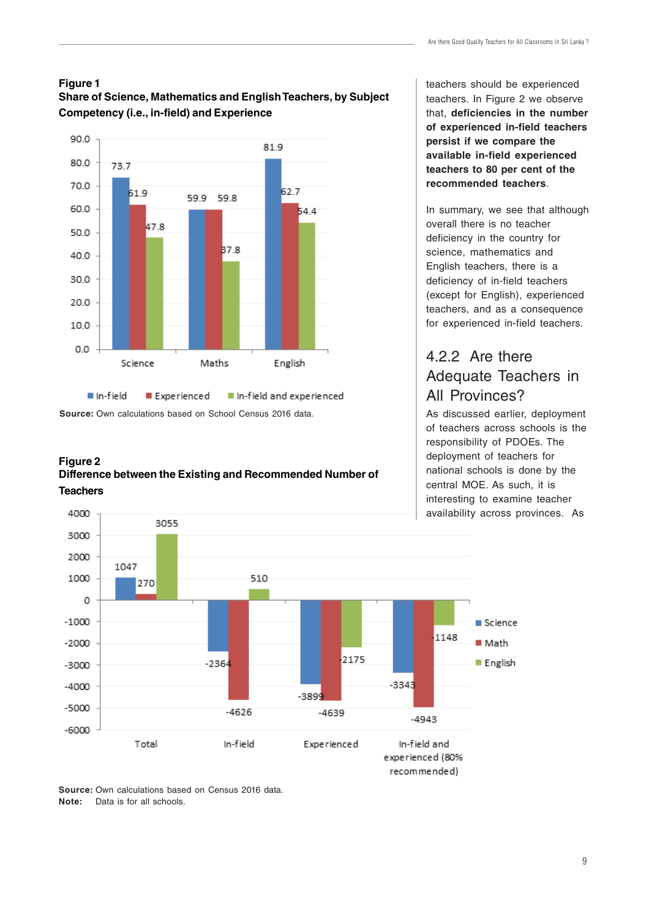**Figure 1**
**Share of Science, Mathematics and English Teachers, by Subject Competency (i.e., in-field) and Experience**

| | In-field | Experienced | In-field and experienced |
|---|---|---|---|
| Science | 73.7 | 61.9 | 47.8 |
| Maths | 59.9 | 59.8 | 37.8 |
| English | 81.9 | 62.7 | 54.4 |

**Source:** Own calculations based on School Census 2016 data.

**Figure 2**
**Difference between the Existing and Recommended Number of Teachers**

| | Science | Math | English |
|---|---|---|---|
| Total | 1047 | 270 | 3055 |
| In-field | -2364 | -4626 | 510 |
| Experienced | -3899 | -4639 | -2175 |
| In-field and experienced (80% recommended) | -3343 | -4943 | -1148 |

**Source:** Own calculations based on Census 2016 data.
**Note:** Data is for all schools.

teachers should be experienced teachers. In Figure 2 we observe that, **deficiencies in the number of experienced in-field teachers persist if we compare the available in-field experienced teachers to 80 per cent of the recommended teachers**.

In summary, we see that although overall there is no teacher deficiency in the country for science, mathematics and English teachers, there is a deficiency of in-field teachers (except for English), experienced teachers, and as a consequence for experienced in-field teachers.

### 4.2.2 Are there Adequate Teachers in All Provinces?

As discussed earlier, deployment of teachers across schools is the responsibility of PDOEs. The deployment of teachers for national schools is done by the central MOE. As such, it is interesting to examine teacher availability across provinces. As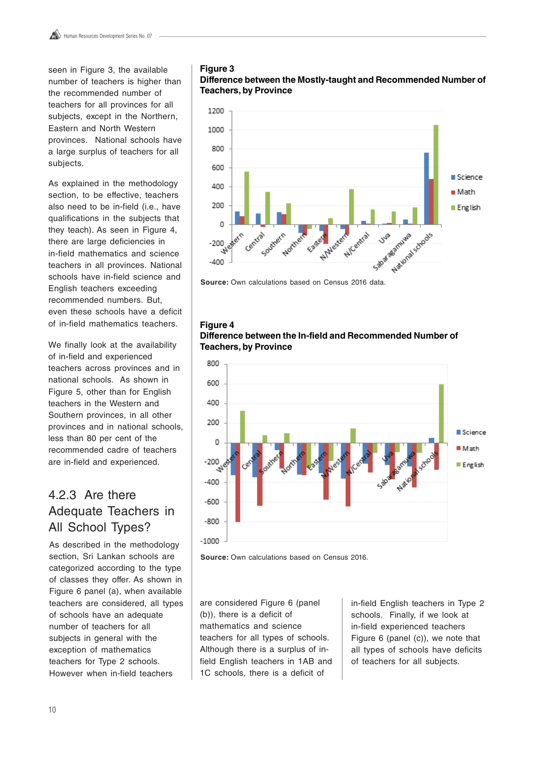seen in Figure 3, the available number of teachers is higher than the recommended number of teachers for all provinces for all subjects, except in the Northern, Eastern and North Western provinces. National schools have a large surplus of teachers for all subjects.

As explained in the methodology section, to be effective, teachers also need to be in-field (i.e., have qualifications in the subjects that they teach). As seen in Figure 4, there are large deficiencies in in-field mathematics and science teachers in all provinces. National schools have in-field science and English teachers exceeding recommended numbers. But, even these schools have a deficit of in-field mathematics teachers.

We finally look at the availability of in-field and experienced teachers across provinces and in national schools. As shown in Figure 5, other than for English teachers in the Western and Southern provinces, in all other provinces and in national schools, less than 80 per cent of the recommended cadre of teachers are in-field and experienced.

**Figure 3**
**Difference between the Mostly-taught and Recommended Number of Teachers, by Province**

**Source:** Own calculations based on Census 2016 data.

**Figure 4**
**Difference between the In-field and Recommended Number of Teachers, by Province**

**Source:** Own calculations based on Census 2016.

## 4.2.3 Are there Adequate Teachers in All School Types?

As described in the methodology section, Sri Lankan schools are categorized according to the type of classes they offer. As shown in Figure 6 panel (a), when available teachers are considered, all types of schools have an adequate number of teachers for all subjects in general with the exception of mathematics teachers for Type 2 schools. However when in-field teachers are considered Figure 6 (panel (b)), there is a deficit of mathematics and science teachers for all types of schools. Although there is a surplus of in-field English teachers in 1AB and 1C schools, there is a deficit of in-field English teachers in Type 2 schools. Finally, if we look at in-field experienced teachers Figure 6 (panel (c)), we note that all types of schools have deficits of teachers for all subjects.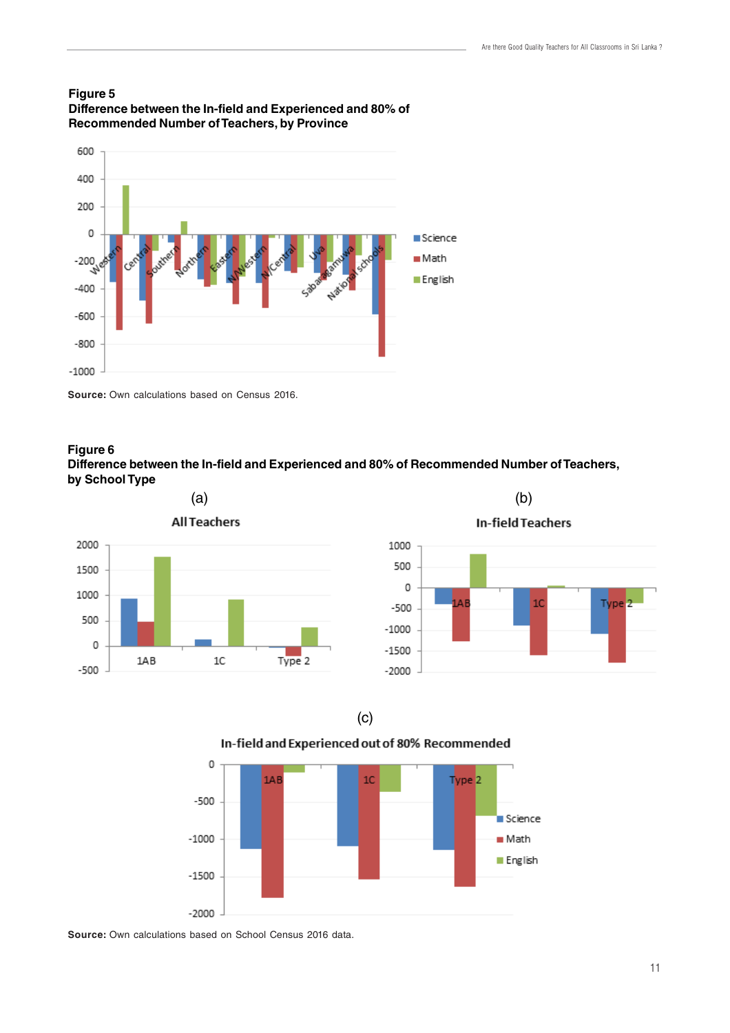**Figure 5**
**Difference between the In-field and Experienced and 80% of Recommended Number of Teachers, by Province**

**Source:** Own calculations based on Census 2016.

**Figure 6**
**Difference between the In-field and Experienced and 80% of Recommended Number of Teachers, by School Type**

(a)

(b)

(c)

**Source:** Own calculations based on School Census 2016 data.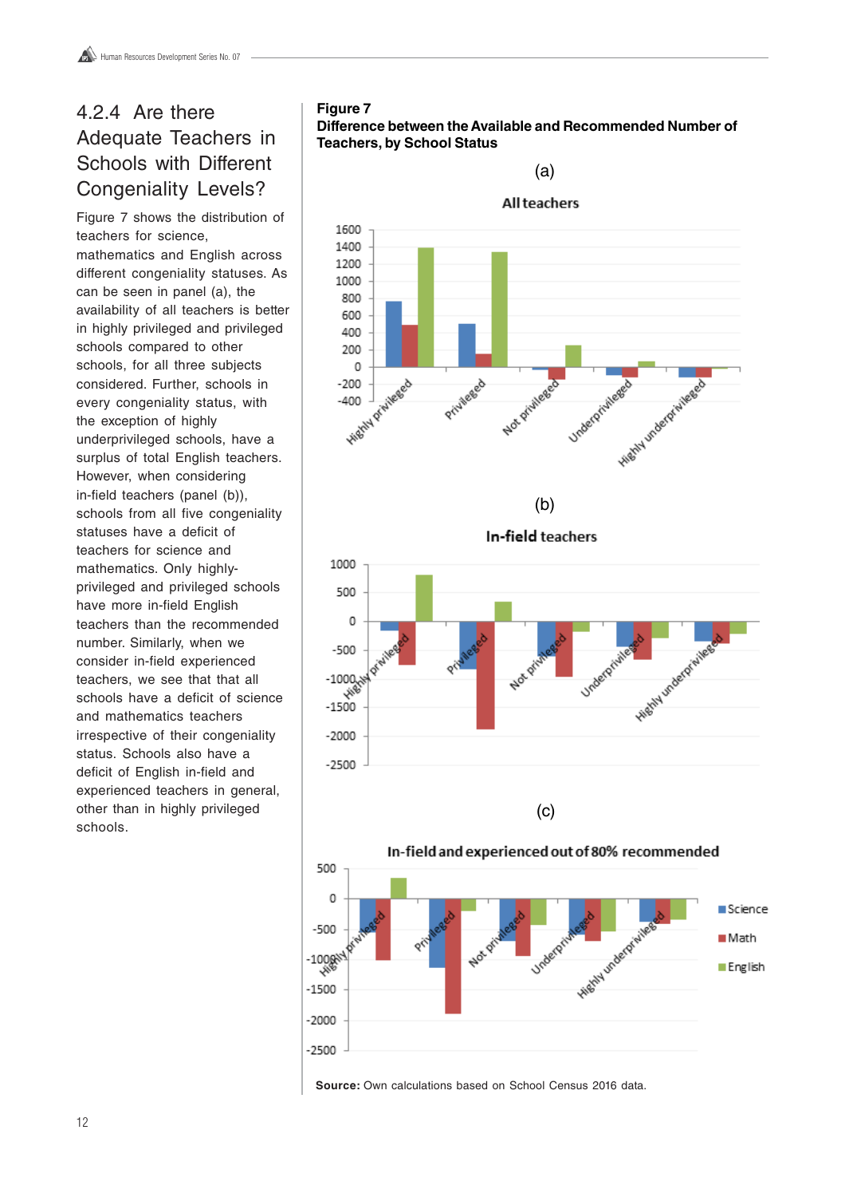### 4.2.4 Are there Adequate Teachers in Schools with Different Congeniality Levels?

Figure 7 shows the distribution of teachers for science, mathematics and English across different congeniality statuses. As can be seen in panel (a), the availability of all teachers is better in highly privileged and privileged schools compared to other schools, for all three subjects considered. Further, schools in every congeniality status, with the exception of highly underprivileged schools, have a surplus of total English teachers. However, when considering in-field teachers (panel (b)), schools from all five congeniality statuses have a deficit of teachers for science and mathematics. Only highly-privileged and privileged schools have more in-field English teachers than the recommended number. Similarly, when we consider in-field experienced teachers, we see that that all schools have a deficit of science and mathematics teachers irrespective of their congeniality status. Schools also have a deficit of English in-field and experienced teachers in general, other than in highly privileged schools.

**Figure 7**
**Difference between the Available and Recommended Number of Teachers, by School Status**

(a)

(b)

(c)

**Source:** Own calculations based on School Census 2016 data.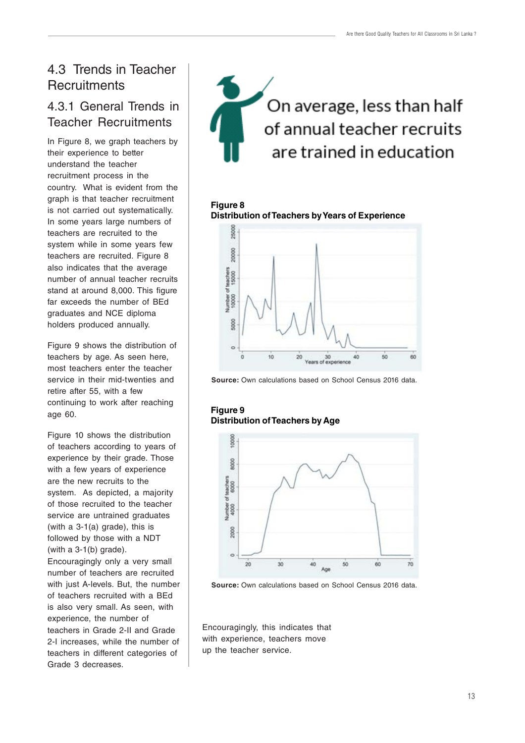## 4.3 Trends in Teacher Recruitments

### 4.3.1 General Trends in Teacher Recruitments

In Figure 8, we graph teachers by their experience to better understand the teacher recruitment process in the country. What is evident from the graph is that teacher recruitment is not carried out systematically. In some years large numbers of teachers are recruited to the system while in some years few teachers are recruited. Figure 8 also indicates that the average number of annual teacher recruits stand at around 8,000. This figure far exceeds the number of BEd graduates and NCE diploma holders produced annually.

Figure 9 shows the distribution of teachers by age. As seen here, most teachers enter the teacher service in their mid-twenties and retire after 55, with a few continuing to work after reaching age 60.

Figure 10 shows the distribution of teachers according to years of experience by their grade. Those with a few years of experience are the new recruits to the system. As depicted, a majority of those recruited to the teacher service are untrained graduates (with a 3-1(a) grade), this is followed by those with a NDT (with a 3-1(b) grade). Encouragingly only a very small number of teachers are recruited with just A-levels. But, the number of teachers recruited with a BEd is also very small. As seen, with experience, the number of teachers in Grade 2-II and Grade 2-I increases, while the number of teachers in different categories of Grade 3 decreases.

On average, less than half of annual teacher recruits are trained in education

**Figure 8**
**Distribution of Teachers by Years of Experience**

**Source:** Own calculations based on School Census 2016 data.

**Figure 9**
**Distribution of Teachers by Age**

**Source:** Own calculations based on School Census 2016 data.

Encouragingly, this indicates that with experience, teachers move up the teacher service.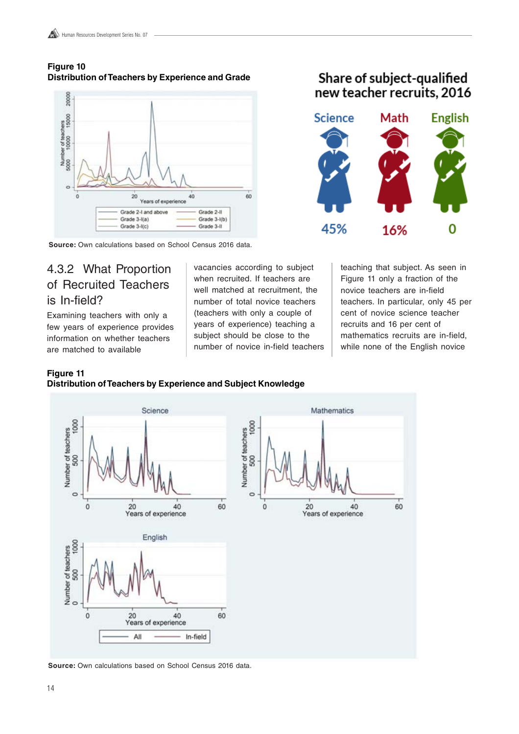**Figure 10**
**Distribution of Teachers by Experience and Grade**

**Source:** Own calculations based on School Census 2016 data.

Share of subject-qualified new teacher recruits, 2016

Science 45% | Math 16% | English 0

## 4.3.2 What Proportion of Recruited Teachers is In-field?

Examining teachers with only a few years of experience provides information on whether teachers are matched to available vacancies according to subject when recruited. If teachers are well matched at recruitment, the number of total novice teachers (teachers with only a couple of years of experience) teaching a subject should be close to the number of novice in-field teachers teaching that subject. As seen in Figure 11 only a fraction of the novice teachers are in-field teachers. In particular, only 45 per cent of novice science teacher recruits and 16 per cent of mathematics recruits are in-field, while none of the English novice

**Figure 11**
**Distribution of Teachers by Experience and Subject Knowledge**

**Source:** Own calculations based on School Census 2016 data.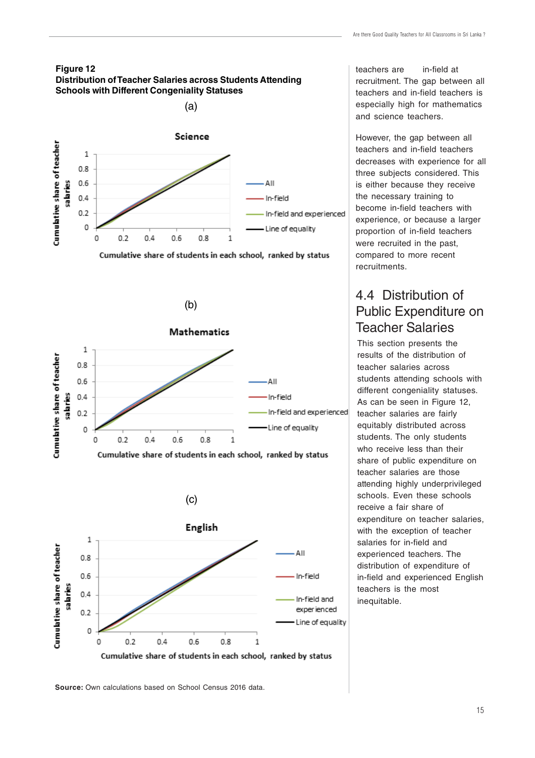**Figure 12**
**Distribution of Teacher Salaries across Students Attending Schools with Different Congeniality Statuses**

(a)

(b)

(c)

**Source:** Own calculations based on School Census 2016 data.

teachers are in-field at recruitment. The gap between all teachers and in-field teachers is especially high for mathematics and science teachers.

However, the gap between all teachers and in-field teachers decreases with experience for all three subjects considered. This is either because they receive the necessary training to become in-field teachers with experience, or because a larger proportion of in-field teachers were recruited in the past, compared to more recent recruitments.

## 4.4 Distribution of Public Expenditure on Teacher Salaries

This section presents the results of the distribution of teacher salaries across students attending schools with different congeniality statuses. As can be seen in Figure 12, teacher salaries are fairly equitably distributed across students. The only students who receive less than their share of public expenditure on teacher salaries are those attending highly underprivileged schools. Even these schools receive a fair share of expenditure on teacher salaries, with the exception of teacher salaries for in-field and experienced teachers. The distribution of expenditure of in-field and experienced English teachers is the most inequitable.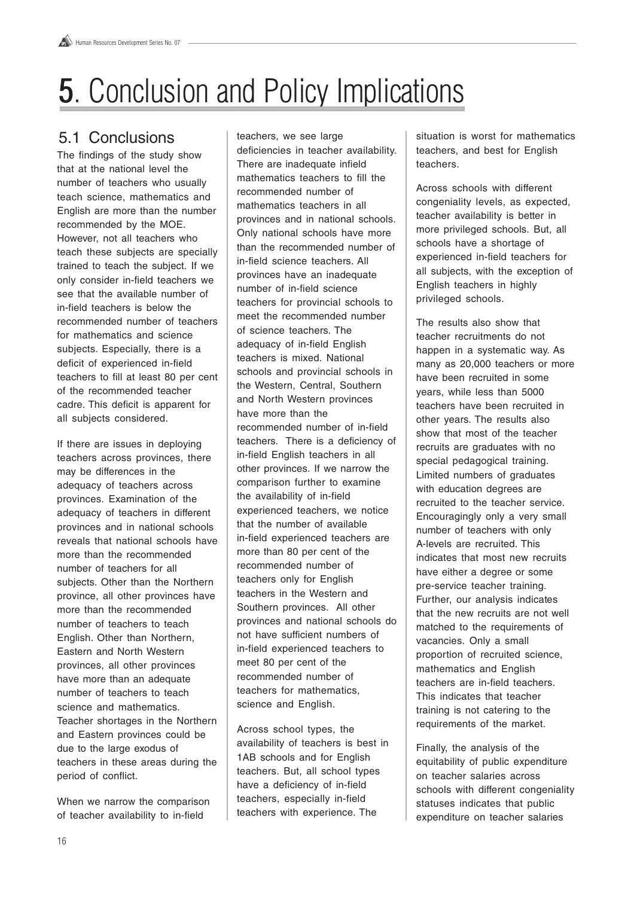# 5. Conclusion and Policy Implications

## 5.1 Conclusions

The findings of the study show that at the national level the number of teachers who usually teach science, mathematics and English are more than the number recommended by the MOE. However, not all teachers who teach these subjects are specially trained to teach the subject. If we only consider in-field teachers we see that the available number of in-field teachers is below the recommended number of teachers for mathematics and science subjects. Especially, there is a deficit of experienced in-field teachers to fill at least 80 per cent of the recommended teacher cadre. This deficit is apparent for all subjects considered.

If there are issues in deploying teachers across provinces, there may be differences in the adequacy of teachers across provinces. Examination of the adequacy of teachers in different provinces and in national schools reveals that national schools have more than the recommended number of teachers for all subjects. Other than the Northern province, all other provinces have more than the recommended number of teachers to teach English. Other than Northern, Eastern and North Western provinces, all other provinces have more than an adequate number of teachers to teach science and mathematics. Teacher shortages in the Northern and Eastern provinces could be due to the large exodus of teachers in these areas during the period of conflict.

When we narrow the comparison of teacher availability to in-field teachers, we see large deficiencies in teacher availability. There are inadequate infield mathematics teachers to fill the recommended number of mathematics teachers in all provinces and in national schools. Only national schools have more than the recommended number of in-field science teachers. All provinces have an inadequate number of in-field science teachers for provincial schools to meet the recommended number of science teachers. The adequacy of in-field English teachers is mixed. National schools and provincial schools in the Western, Central, Southern and North Western provinces have more than the recommended number of in-field teachers. There is a deficiency of in-field English teachers in all other provinces. If we narrow the comparison further to examine the availability of in-field experienced teachers, we notice that the number of available in-field experienced teachers are more than 80 per cent of the recommended number of teachers only for English teachers in the Western and Southern provinces. All other provinces and national schools do not have sufficient numbers of in-field experienced teachers to meet 80 per cent of the recommended number of teachers for mathematics, science and English.

Across school types, the availability of teachers is best in 1AB schools and for English teachers. But, all school types have a deficiency of in-field teachers, especially in-field teachers with experience. The situation is worst for mathematics teachers, and best for English teachers.

Across schools with different congeniality levels, as expected, teacher availability is better in more privileged schools. But, all schools have a shortage of experienced in-field teachers for all subjects, with the exception of English teachers in highly privileged schools.

The results also show that teacher recruitments do not happen in a systematic way. As many as 20,000 teachers or more have been recruited in some years, while less than 5000 teachers have been recruited in other years. The results also show that most of the teacher recruits are graduates with no special pedagogical training. Limited numbers of graduates with education degrees are recruited to the teacher service. Encouragingly only a very small number of teachers with only A-levels are recruited. This indicates that most new recruits have either a degree or some pre-service teacher training. Further, our analysis indicates that the new recruits are not well matched to the requirements of vacancies. Only a small proportion of recruited science, mathematics and English teachers are in-field teachers. This indicates that teacher training is not catering to the requirements of the market.

Finally, the analysis of the equitability of public expenditure on teacher salaries across schools with different congeniality statuses indicates that public expenditure on teacher salaries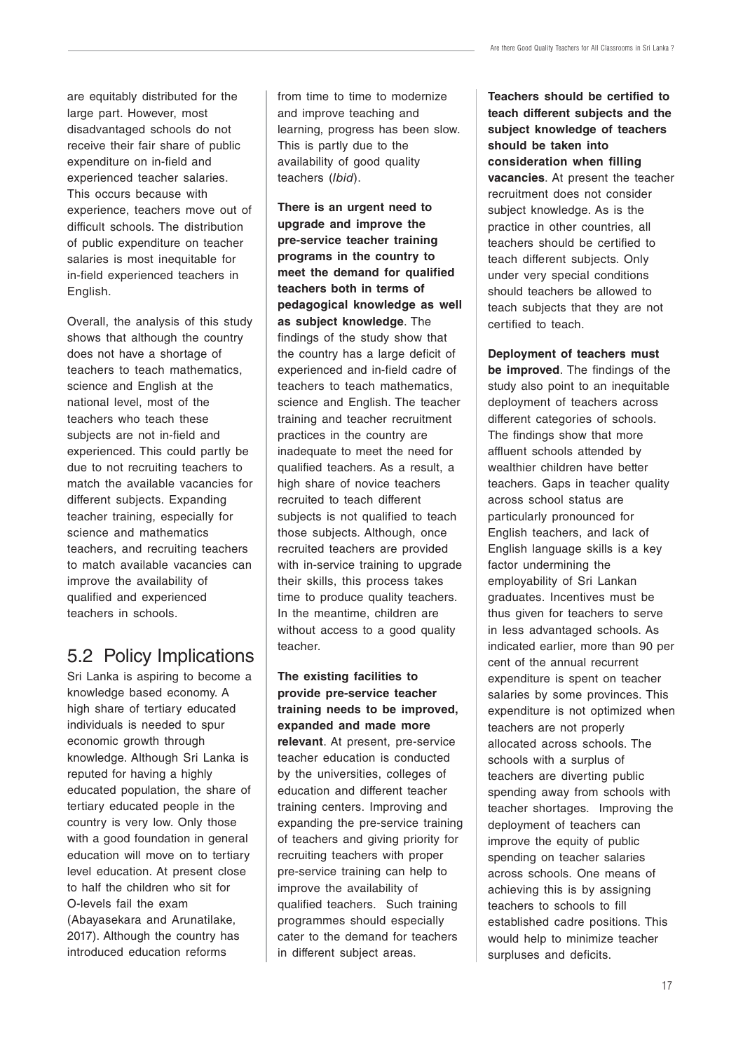are equitably distributed for the large part. However, most disadvantaged schools do not receive their fair share of public expenditure on in-field and experienced teacher salaries. This occurs because with experience, teachers move out of difficult schools. The distribution of public expenditure on teacher salaries is most inequitable for in-field experienced teachers in English.

Overall, the analysis of this study shows that although the country does not have a shortage of teachers to teach mathematics, science and English at the national level, most of the teachers who teach these subjects are not in-field and experienced. This could partly be due to not recruiting teachers to match the available vacancies for different subjects. Expanding teacher training, especially for science and mathematics teachers, and recruiting teachers to match available vacancies can improve the availability of qualified and experienced teachers in schools.

## 5.2 Policy Implications

Sri Lanka is aspiring to become a knowledge based economy. A high share of tertiary educated individuals is needed to spur economic growth through knowledge. Although Sri Lanka is reputed for having a highly educated population, the share of tertiary educated people in the country is very low. Only those with a good foundation in general education will move on to tertiary level education. At present close to half the children who sit for O-levels fail the exam (Abayasekara and Arunatilake, 2017). Although the country has introduced education reforms from time to time to modernize and improve teaching and learning, progress has been slow. This is partly due to the availability of good quality teachers (*Ibid*).

**There is an urgent need to upgrade and improve the pre-service teacher training programs in the country to meet the demand for qualified teachers both in terms of pedagogical knowledge as well as subject knowledge**. The findings of the study show that the country has a large deficit of experienced and in-field cadre of teachers to teach mathematics, science and English. The teacher training and teacher recruitment practices in the country are inadequate to meet the need for qualified teachers. As a result, a high share of novice teachers recruited to teach different subjects is not qualified to teach those subjects. Although, once recruited teachers are provided with in-service training to upgrade their skills, this process takes time to produce quality teachers. In the meantime, children are without access to a good quality teacher.

**The existing facilities to provide pre-service teacher training needs to be improved, expanded and made more relevant**. At present, pre-service teacher education is conducted by the universities, colleges of education and different teacher training centers. Improving and expanding the pre-service training of teachers and giving priority for recruiting teachers with proper pre-service training can help to improve the availability of qualified teachers. Such training programmes should especially cater to the demand for teachers in different subject areas.

**Teachers should be certified to teach different subjects and the subject knowledge of teachers should be taken into consideration when filling vacancies**. At present the teacher recruitment does not consider subject knowledge. As is the practice in other countries, all teachers should be certified to teach different subjects. Only under very special conditions should teachers be allowed to teach subjects that they are not certified to teach.

**Deployment of teachers must be improved**. The findings of the study also point to an inequitable deployment of teachers across different categories of schools. The findings show that more affluent schools attended by wealthier children have better teachers. Gaps in teacher quality across school status are particularly pronounced for English teachers, and lack of English language skills is a key factor undermining the employability of Sri Lankan graduates. Incentives must be thus given for teachers to serve in less advantaged schools. As indicated earlier, more than 90 per cent of the annual recurrent expenditure is spent on teacher salaries by some provinces. This expenditure is not optimized when teachers are not properly allocated across schools. The schools with a surplus of teachers are diverting public spending away from schools with teacher shortages. Improving the deployment of teachers can improve the equity of public spending on teacher salaries across schools. One means of achieving this is by assigning teachers to schools to fill established cadre positions. This would help to minimize teacher surpluses and deficits.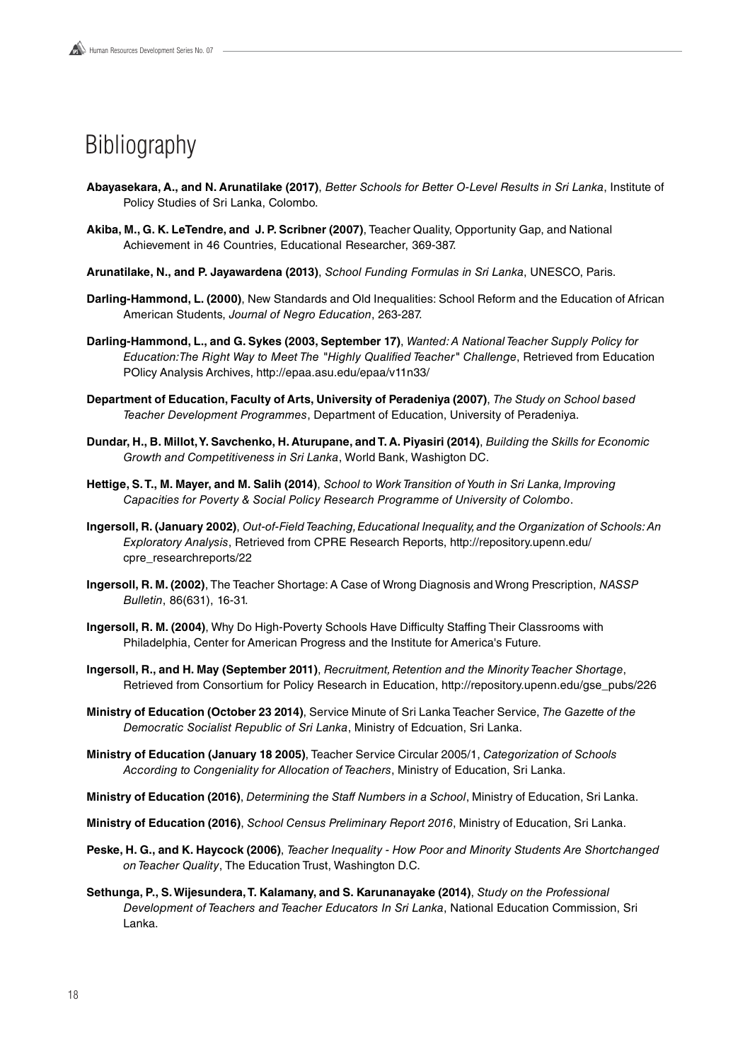# Bibliography

**Abayasekara, A., and N. Arunatilake (2017)**, *Better Schools for Better O-Level Results in Sri Lanka*, Institute of Policy Studies of Sri Lanka, Colombo.

**Akiba, M., G. K. LeTendre, and J. P. Scribner (2007)**, Teacher Quality, Opportunity Gap, and National Achievement in 46 Countries, Educational Researcher, 369-387.

**Arunatilake, N., and P. Jayawardena (2013)**, *School Funding Formulas in Sri Lanka*, UNESCO, Paris.

**Darling-Hammond, L. (2000)**, New Standards and Old Inequalities: School Reform and the Education of African American Students, *Journal of Negro Education*, 263-287.

**Darling-Hammond, L., and G. Sykes (2003, September 17)**, *Wanted: A National Teacher Supply Policy for Education:The Right Way to Meet The "Highly Qualified Teacher" Challenge*, Retrieved from Education POlicy Analysis Archives, http://epaa.asu.edu/epaa/v11n33/

**Department of Education, Faculty of Arts, University of Peradeniya (2007)**, *The Study on School based Teacher Development Programmes*, Department of Education, University of Peradeniya.

**Dundar, H., B. Millot, Y. Savchenko, H. Aturupane, and T. A. Piyasiri (2014)**, *Building the Skills for Economic Growth and Competitiveness in Sri Lanka*, World Bank, Washigton DC.

**Hettige, S. T., M. Mayer, and M. Salih (2014)**, *School to Work Transition of Youth in Sri Lanka, Improving Capacities for Poverty & Social Policy Research Programme of University of Colombo*.

**Ingersoll, R. (January 2002)**, *Out-of-Field Teaching, Educational Inequality, and the Organization of Schools: An Exploratory Analysis*, Retrieved from CPRE Research Reports, http://repository.upenn.edu/cpre_researchreports/22

**Ingersoll, R. M. (2002)**, The Teacher Shortage: A Case of Wrong Diagnosis and Wrong Prescription, *NASSP Bulletin*, 86(631), 16-31.

**Ingersoll, R. M. (2004)**, Why Do High-Poverty Schools Have Difficulty Staffing Their Classrooms with Philadelphia, Center for American Progress and the Institute for America's Future.

**Ingersoll, R., and H. May (September 2011)**, *Recruitment, Retention and the Minority Teacher Shortage*, Retrieved from Consortium for Policy Research in Education, http://repository.upenn.edu/gse_pubs/226

**Ministry of Education (October 23 2014)**, Service Minute of Sri Lanka Teacher Service, *The Gazette of the Democratic Socialist Republic of Sri Lanka*, Ministry of Edcuation, Sri Lanka.

**Ministry of Education (January 18 2005)**, Teacher Service Circular 2005/1, *Categorization of Schools According to Congeniality for Allocation of Teachers*, Ministry of Education, Sri Lanka.

**Ministry of Education (2016)**, *Determining the Staff Numbers in a School*, Ministry of Education, Sri Lanka.

**Ministry of Education (2016)**, *School Census Preliminary Report 2016*, Ministry of Education, Sri Lanka.

**Peske, H. G., and K. Haycock (2006)**, *Teacher Inequality - How Poor and Minority Students Are Shortchanged on Teacher Quality*, The Education Trust, Washington D.C.

**Sethunga, P., S. Wijesundera, T. Kalamany, and S. Karunanayake (2014)**, *Study on the Professional Development of Teachers and Teacher Educators In Sri Lanka*, National Education Commission, Sri Lanka.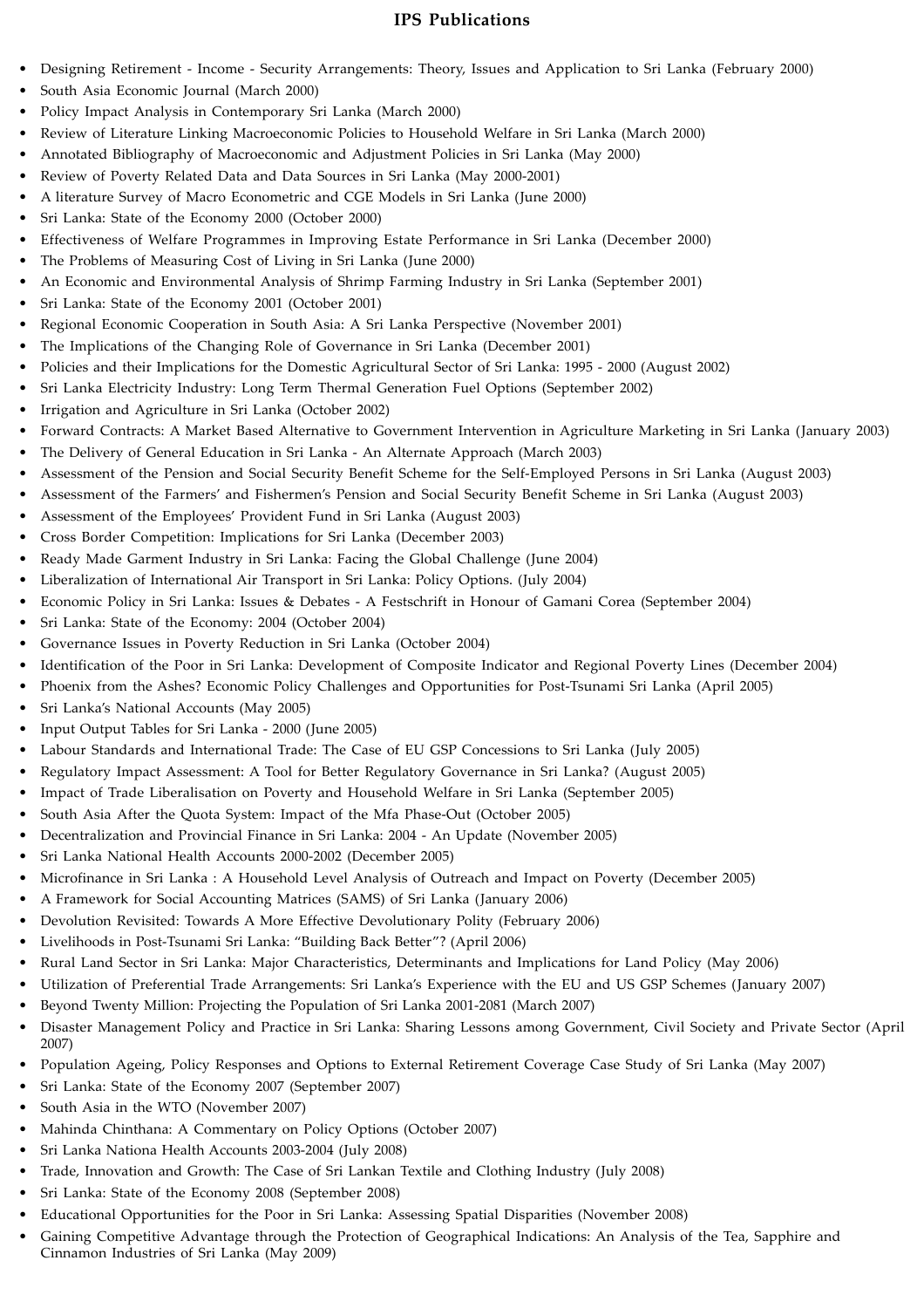# IPS Publications

- Designing Retirement - Income - Security Arrangements: Theory, Issues and Application to Sri Lanka (February 2000)
- South Asia Economic Journal (March 2000)
- Policy Impact Analysis in Contemporary Sri Lanka (March 2000)
- Review of Literature Linking Macroeconomic Policies to Household Welfare in Sri Lanka (March 2000)
- Annotated Bibliography of Macroeconomic and Adjustment Policies in Sri Lanka (May 2000)
- Review of Poverty Related Data and Data Sources in Sri Lanka (May 2000-2001)
- A literature Survey of Macro Econometric and CGE Models in Sri Lanka (June 2000)
- Sri Lanka: State of the Economy 2000 (October 2000)
- Effectiveness of Welfare Programmes in Improving Estate Performance in Sri Lanka (December 2000)
- The Problems of Measuring Cost of Living in Sri Lanka (June 2000)
- An Economic and Environmental Analysis of Shrimp Farming Industry in Sri Lanka (September 2001)
- Sri Lanka: State of the Economy 2001 (October 2001)
- Regional Economic Cooperation in South Asia: A Sri Lanka Perspective (November 2001)
- The Implications of the Changing Role of Governance in Sri Lanka (December 2001)
- Policies and their Implications for the Domestic Agricultural Sector of Sri Lanka: 1995 - 2000 (August 2002)
- Sri Lanka Electricity Industry: Long Term Thermal Generation Fuel Options (September 2002)
- Irrigation and Agriculture in Sri Lanka (October 2002)
- Forward Contracts: A Market Based Alternative to Government Intervention in Agriculture Marketing in Sri Lanka (January 2003)
- The Delivery of General Education in Sri Lanka - An Alternate Approach (March 2003)
- Assessment of the Pension and Social Security Benefit Scheme for the Self-Employed Persons in Sri Lanka (August 2003)
- Assessment of the Farmers' and Fishermen's Pension and Social Security Benefit Scheme in Sri Lanka (August 2003)
- Assessment of the Employees' Provident Fund in Sri Lanka (August 2003)
- Cross Border Competition: Implications for Sri Lanka (December 2003)
- Ready Made Garment Industry in Sri Lanka: Facing the Global Challenge (June 2004)
- Liberalization of International Air Transport in Sri Lanka: Policy Options. (July 2004)
- Economic Policy in Sri Lanka: Issues & Debates - A Festschrift in Honour of Gamani Corea (September 2004)
- Sri Lanka: State of the Economy: 2004 (October 2004)
- Governance Issues in Poverty Reduction in Sri Lanka (October 2004)
- Identification of the Poor in Sri Lanka: Development of Composite Indicator and Regional Poverty Lines (December 2004)
- Phoenix from the Ashes? Economic Policy Challenges and Opportunities for Post-Tsunami Sri Lanka (April 2005)
- Sri Lanka's National Accounts (May 2005)
- Input Output Tables for Sri Lanka - 2000 (June 2005)
- Labour Standards and International Trade: The Case of EU GSP Concessions to Sri Lanka (July 2005)
- Regulatory Impact Assessment: A Tool for Better Regulatory Governance in Sri Lanka? (August 2005)
- Impact of Trade Liberalisation on Poverty and Household Welfare in Sri Lanka (September 2005)
- South Asia After the Quota System: Impact of the Mfa Phase-Out (October 2005)
- Decentralization and Provincial Finance in Sri Lanka: 2004 - An Update (November 2005)
- Sri Lanka National Health Accounts 2000-2002 (December 2005)
- Microfinance in Sri Lanka : A Household Level Analysis of Outreach and Impact on Poverty (December 2005)
- A Framework for Social Accounting Matrices (SAMS) of Sri Lanka (January 2006)
- Devolution Revisited: Towards A More Effective Devolutionary Polity (February 2006)
- Livelihoods in Post-Tsunami Sri Lanka: "Building Back Better"? (April 2006)
- Rural Land Sector in Sri Lanka: Major Characteristics, Determinants and Implications for Land Policy (May 2006)
- Utilization of Preferential Trade Arrangements: Sri Lanka's Experience with the EU and US GSP Schemes (January 2007)
- Beyond Twenty Million: Projecting the Population of Sri Lanka 2001-2081 (March 2007)
- Disaster Management Policy and Practice in Sri Lanka: Sharing Lessons among Government, Civil Society and Private Sector (April 2007)
- Population Ageing, Policy Responses and Options to External Retirement Coverage Case Study of Sri Lanka (May 2007)
- Sri Lanka: State of the Economy 2007 (September 2007)
- South Asia in the WTO (November 2007)
- Mahinda Chinthana: A Commentary on Policy Options (October 2007)
- Sri Lanka Nationa Health Accounts 2003-2004 (July 2008)
- Trade, Innovation and Growth: The Case of Sri Lankan Textile and Clothing Industry (July 2008)
- Sri Lanka: State of the Economy 2008 (September 2008)
- Educational Opportunities for the Poor in Sri Lanka: Assessing Spatial Disparities (November 2008)
- Gaining Competitive Advantage through the Protection of Geographical Indications: An Analysis of the Tea, Sapphire and Cinnamon Industries of Sri Lanka (May 2009)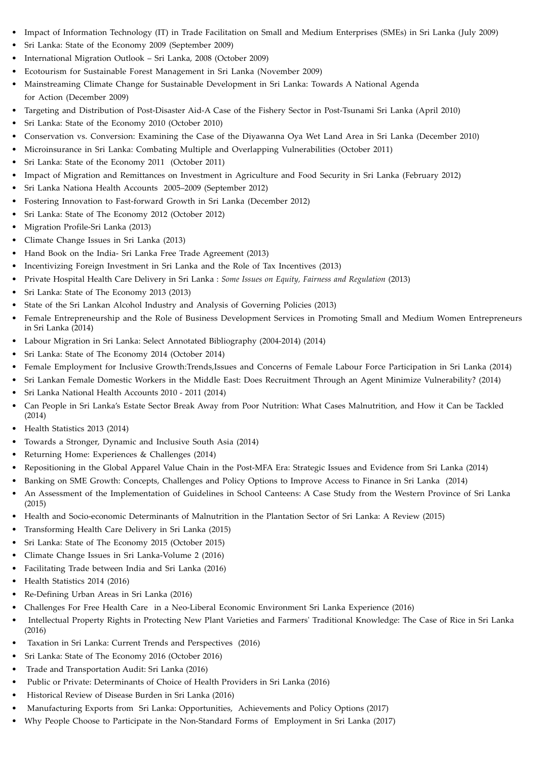- Impact of Information Technology (IT) in Trade Facilitation on Small and Medium Enterprises (SMEs) in Sri Lanka (July 2009)
- Sri Lanka: State of the Economy 2009 (September 2009)
- International Migration Outlook – Sri Lanka, 2008 (October 2009)
- Ecotourism for Sustainable Forest Management in Sri Lanka (November 2009)
- Mainstreaming Climate Change for Sustainable Development in Sri Lanka: Towards A National Agenda for Action (December 2009)
- Targeting and Distribution of Post-Disaster Aid-A Case of the Fishery Sector in Post-Tsunami Sri Lanka (April 2010)
- Sri Lanka: State of the Economy 2010 (October 2010)
- Conservation vs. Conversion: Examining the Case of the Diyawanna Oya Wet Land Area in Sri Lanka (December 2010)
- Microinsurance in Sri Lanka: Combating Multiple and Overlapping Vulnerabilities (October 2011)
- Sri Lanka: State of the Economy 2011 (October 2011)
- Impact of Migration and Remittances on Investment in Agriculture and Food Security in Sri Lanka (February 2012)
- Sri Lanka Nationa Health Accounts 2005–2009 (September 2012)
- Fostering Innovation to Fast-forward Growth in Sri Lanka (December 2012)
- Sri Lanka: State of The Economy 2012 (October 2012)
- Migration Profile-Sri Lanka (2013)
- Climate Change Issues in Sri Lanka (2013)
- Hand Book on the India- Sri Lanka Free Trade Agreement (2013)
- Incentivizing Foreign Investment in Sri Lanka and the Role of Tax Incentives (2013)
- Private Hospital Health Care Delivery in Sri Lanka : *Some Issues on Equity, Fairness and Regulation* (2013)
- Sri Lanka: State of The Economy 2013 (2013)
- State of the Sri Lankan Alcohol Industry and Analysis of Governing Policies (2013)
- Female Entrepreneurship and the Role of Business Development Services in Promoting Small and Medium Women Entrepreneurs in Sri Lanka (2014)
- Labour Migration in Sri Lanka: Select Annotated Bibliography (2004-2014) (2014)
- Sri Lanka: State of The Economy 2014 (October 2014)
- Female Employment for Inclusive Growth:Trends,Issues and Concerns of Female Labour Force Participation in Sri Lanka (2014)
- Sri Lankan Female Domestic Workers in the Middle East: Does Recruitment Through an Agent Minimize Vulnerability? (2014)
- Sri Lanka National Health Accounts 2010 - 2011 (2014)
- Can People in Sri Lanka's Estate Sector Break Away from Poor Nutrition: What Cases Malnutrition, and How it Can be Tackled (2014)
- Health Statistics 2013 (2014)
- Towards a Stronger, Dynamic and Inclusive South Asia (2014)
- Returning Home: Experiences & Challenges (2014)
- Repositioning in the Global Apparel Value Chain in the Post-MFA Era: Strategic Issues and Evidence from Sri Lanka (2014)
- Banking on SME Growth: Concepts, Challenges and Policy Options to Improve Access to Finance in Sri Lanka (2014)
- An Assessment of the Implementation of Guidelines in School Canteens: A Case Study from the Western Province of Sri Lanka (2015)
- Health and Socio-economic Determinants of Malnutrition in the Plantation Sector of Sri Lanka: A Review (2015)
- Transforming Health Care Delivery in Sri Lanka (2015)
- Sri Lanka: State of The Economy 2015 (October 2015)
- Climate Change Issues in Sri Lanka-Volume 2 (2016)
- Facilitating Trade between India and Sri Lanka (2016)
- Health Statistics 2014 (2016)
- Re-Defining Urban Areas in Sri Lanka (2016)
- Challenges For Free Health Care in a Neo-Liberal Economic Environment Sri Lanka Experience (2016)
- Intellectual Property Rights in Protecting New Plant Varieties and Farmers' Traditional Knowledge: The Case of Rice in Sri Lanka (2016)
- Taxation in Sri Lanka: Current Trends and Perspectives (2016)
- Sri Lanka: State of The Economy 2016 (October 2016)
- Trade and Transportation Audit: Sri Lanka (2016)
- Public or Private: Determinants of Choice of Health Providers in Sri Lanka (2016)
- Historical Review of Disease Burden in Sri Lanka (2016)
- Manufacturing Exports from Sri Lanka: Opportunities, Achievements and Policy Options (2017)
- Why People Choose to Participate in the Non-Standard Forms of Employment in Sri Lanka (2017)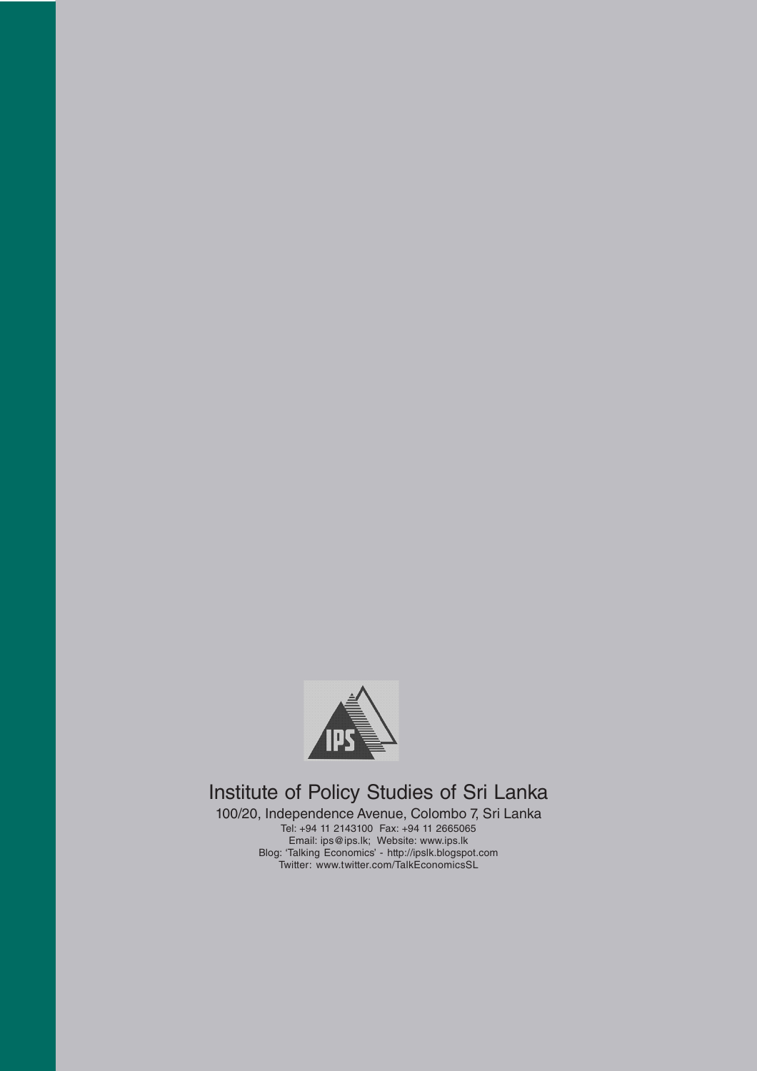Institute of Policy Studies of Sri Lanka

100/20, Independence Avenue, Colombo 7, Sri Lanka

Tel: +94 11 2143100 Fax: +94 11 2665065

Email: ips@ips.lk; Website: www.ips.lk

Blog: 'Talking Economics' - http://ipslk.blogspot.com

Twitter: www.twitter.com/TalkEconomicsSL